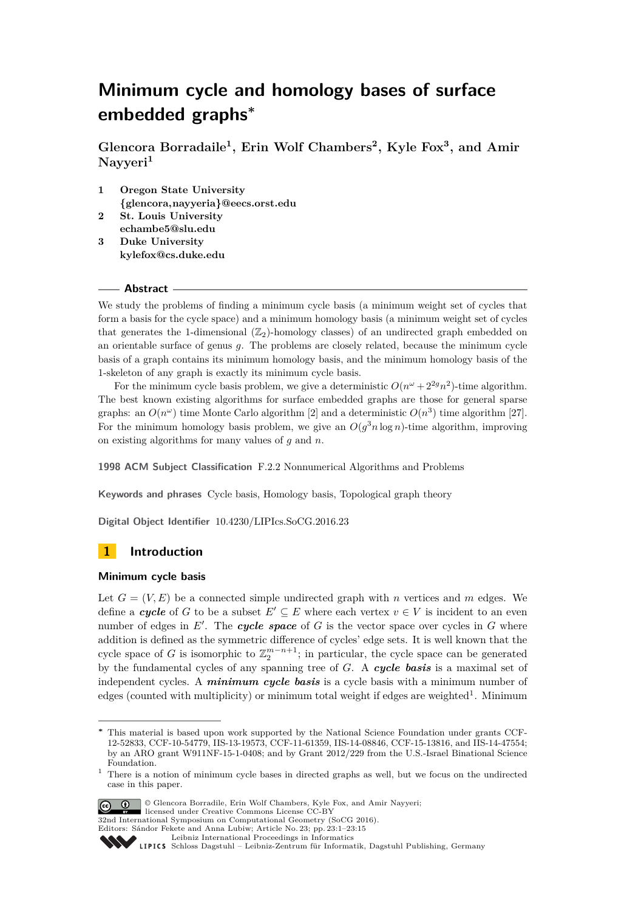# Minimum cycle and homology bases of surface embedded graphs*

**Glencora Borradaile[1], Erin Wolf Chambers[2], Kyle Fox[3], and Amir Nayyeri[1]**

1. **Oregon State University**
   **{glencora,nayyeria}@eecs.orst.edu**
2. **St. Louis University**
   **echambe5@slu.edu**
3. **Duke University**
   **kylefox@cs.duke.edu**

## Abstract

We study the problems of finding a minimum cycle basis (a minimum weight set of cycles that form a basis for the cycle space) and a minimum homology basis (a minimum weight set of cycles that generates the 1-dimensional ($\mathbb{Z}_2$)-homology classes) of an undirected graph embedded on an orientable surface of genus $g$. The problems are closely related, because the minimum cycle basis of a graph contains its minimum homology basis, and the minimum homology basis of the 1-skeleton of any graph is exactly its minimum cycle basis.

For the minimum cycle basis problem, we give a deterministic $O(n^\omega + 2^{2g}n^2)$-time algorithm. The best known existing algorithms for surface embedded graphs are those for general sparse graphs: an $O(n^\omega)$ time Monte Carlo algorithm [2] and a deterministic $O(n^3)$ time algorithm [27]. For the minimum homology basis problem, we give an $O(g^3 n \log n)$-time algorithm, improving on existing algorithms for many values of $g$ and $n$.

**1998 ACM Subject Classification** F.2.2 Nonnumerical Algorithms and Problems

**Keywords and phrases** Cycle basis, Homology basis, Topological graph theory

**Digital Object Identifier** 10.4230/LIPIcs.SoCG.2016.23

## 1 Introduction

### Minimum cycle basis

Let $G = (V, E)$ be a connected simple undirected graph with $n$ vertices and $m$ edges. We define a ***cycle*** of $G$ to be a subset $E' \subseteq E$ where each vertex $v \in V$ is incident to an even number of edges in $E'$. The ***cycle space*** of $G$ is the vector space over cycles in $G$ where addition is defined as the symmetric difference of cycles' edge sets. It is well known that the cycle space of $G$ is isomorphic to $\mathbb{Z}_2^{m-n+1}$; in particular, the cycle space can be generated by the fundamental cycles of any spanning tree of $G$. A ***cycle basis*** is a maximal set of independent cycles. A ***minimum cycle basis*** is a cycle basis with a minimum number of edges (counted with multiplicity) or minimum total weight if edges are weighted[1]. Minimum

---

* This material is based upon work supported by the National Science Foundation under grants CCF-12-52833, CCF-10-54779, IIS-13-19573, CCF-11-61359, IIS-14-08846, CCF-15-13816, and IIS-14-47554; by an ARO grant W911NF-15-1-0408; and by Grant 2012/229 from the U.S.-Israel Binational Science Foundation.

[1] There is a notion of minimum cycle bases in directed graphs as well, but we focus on the undirected case in this paper.

© Glencora Borradaile, Erin Wolf Chambers, Kyle Fox, and Amir Nayyeri; licensed under Creative Commons License CC-BY
32nd International Symposium on Computational Geometry (SoCG 2016).
Editors: Sándor Fekete and Anna Lubiw; Article No. 23; pp. 23:1–23:15
Leibniz International Proceedings in Informatics
LIPICS Schloss Dagstuhl – Leibniz-Zentrum für Informatik, Dagstuhl Publishing, Germany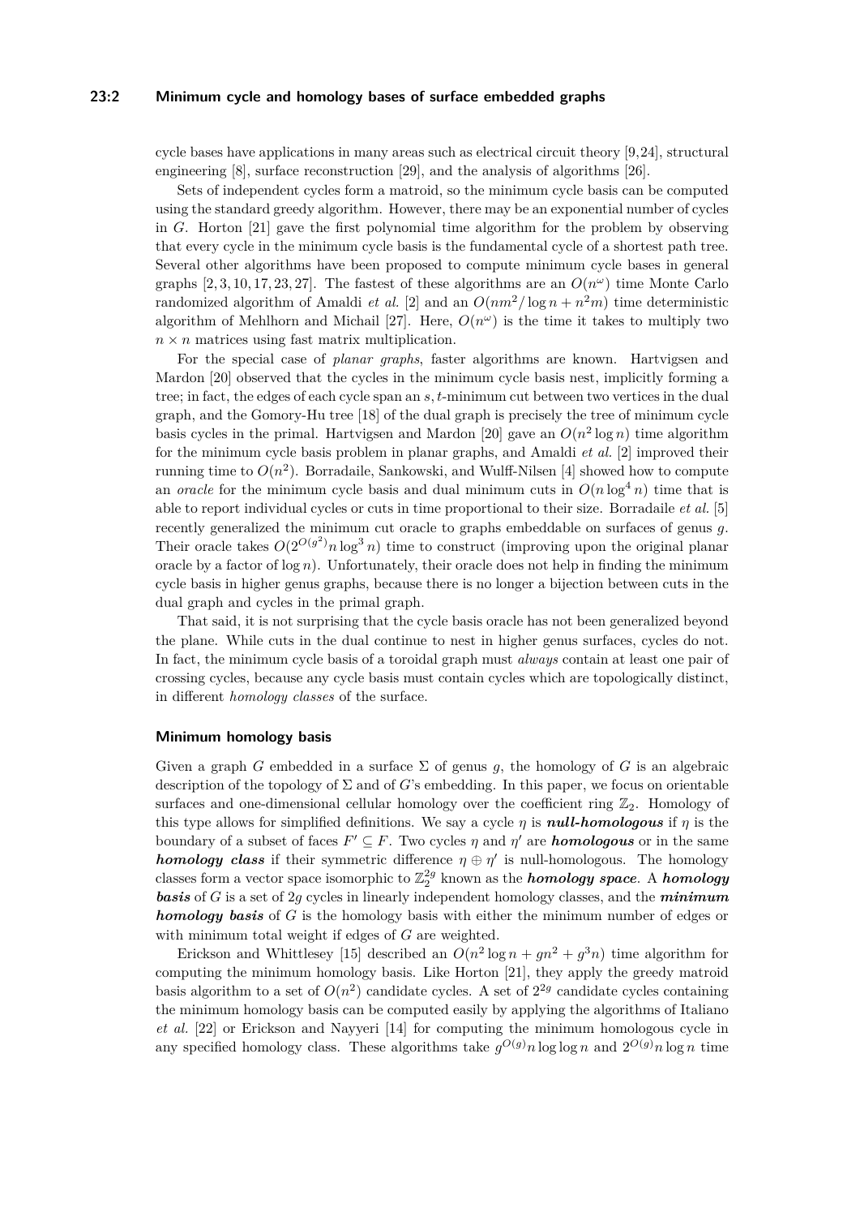cycle bases have applications in many areas such as electrical circuit theory [9,24], structural engineering [8], surface reconstruction [29], and the analysis of algorithms [26].

Sets of independent cycles form a matroid, so the minimum cycle basis can be computed using the standard greedy algorithm. However, there may be an exponential number of cycles in $G$. Horton [21] gave the first polynomial time algorithm for the problem by observing that every cycle in the minimum cycle basis is the fundamental cycle of a shortest path tree. Several other algorithms have been proposed to compute minimum cycle bases in general graphs [2, 3, 10, 17, 23, 27]. The fastest of these algorithms are an $O(n^\omega)$ time Monte Carlo randomized algorithm of Amaldi *et al.* [2] and an $O(nm^2/\log n + n^2 m)$ time deterministic algorithm of Mehlhorn and Michail [27]. Here, $O(n^\omega)$ is the time it takes to multiply two $n \times n$ matrices using fast matrix multiplication.

For the special case of *planar graphs*, faster algorithms are known. Hartvigsen and Mardon [20] observed that the cycles in the minimum cycle basis nest, implicitly forming a tree; in fact, the edges of each cycle span an $s,t$-minimum cut between two vertices in the dual graph, and the Gomory-Hu tree [18] of the dual graph is precisely the tree of minimum cycle basis cycles in the primal. Hartvigsen and Mardon [20] gave an $O(n^2 \log n)$ time algorithm for the minimum cycle basis problem in planar graphs, and Amaldi *et al.* [2] improved their running time to $O(n^2)$. Borradaile, Sankowski, and Wulff-Nilsen [4] showed how to compute an *oracle* for the minimum cycle basis and dual minimum cuts in $O(n \log^4 n)$ time that is able to report individual cycles or cuts in time proportional to their size. Borradaile *et al.* [5] recently generalized the minimum cut oracle to graphs embeddable on surfaces of genus $g$. Their oracle takes $O(2^{O(g^2)} n \log^3 n)$ time to construct (improving upon the original planar oracle by a factor of $\log n$). Unfortunately, their oracle does not help in finding the minimum cycle basis in higher genus graphs, because there is no longer a bijection between cuts in the dual graph and cycles in the primal graph.

That said, it is not surprising that the cycle basis oracle has not been generalized beyond the plane. While cuts in the dual continue to nest in higher genus surfaces, cycles do not. In fact, the minimum cycle basis of a toroidal graph must *always* contain at least one pair of crossing cycles, because any cycle basis must contain cycles which are topologically distinct, in different *homology classes* of the surface.

## Minimum homology basis

Given a graph $G$ embedded in a surface $\Sigma$ of genus $g$, the homology of $G$ is an algebraic description of the topology of $\Sigma$ and of $G$'s embedding. In this paper, we focus on orientable surfaces and one-dimensional cellular homology over the coefficient ring $\mathbb{Z}_2$. Homology of this type allows for simplified definitions. We say a cycle $\eta$ is ***null-homologous*** if $\eta$ is the boundary of a subset of faces $F' \subseteq F$. Two cycles $\eta$ and $\eta'$ are ***homologous*** or in the same ***homology class*** if their symmetric difference $\eta \oplus \eta'$ is null-homologous. The homology classes form a vector space isomorphic to $\mathbb{Z}_2^{2g}$ known as the ***homology space***. A ***homology basis*** of $G$ is a set of $2g$ cycles in linearly independent homology classes, and the ***minimum homology basis*** of $G$ is the homology basis with either the minimum number of edges or with minimum total weight if edges of $G$ are weighted.

Erickson and Whittlesey [15] described an $O(n^2 \log n + gn^2 + g^3 n)$ time algorithm for computing the minimum homology basis. Like Horton [21], they apply the greedy matroid basis algorithm to a set of $O(n^2)$ candidate cycles. A set of $2^{2g}$ candidate cycles containing the minimum homology basis can be computed easily by applying the algorithms of Italiano *et al.* [22] or Erickson and Nayyeri [14] for computing the minimum homologous cycle in any specified homology class. These algorithms take $g^{O(g)} n \log \log n$ and $2^{O(g)} n \log n$ time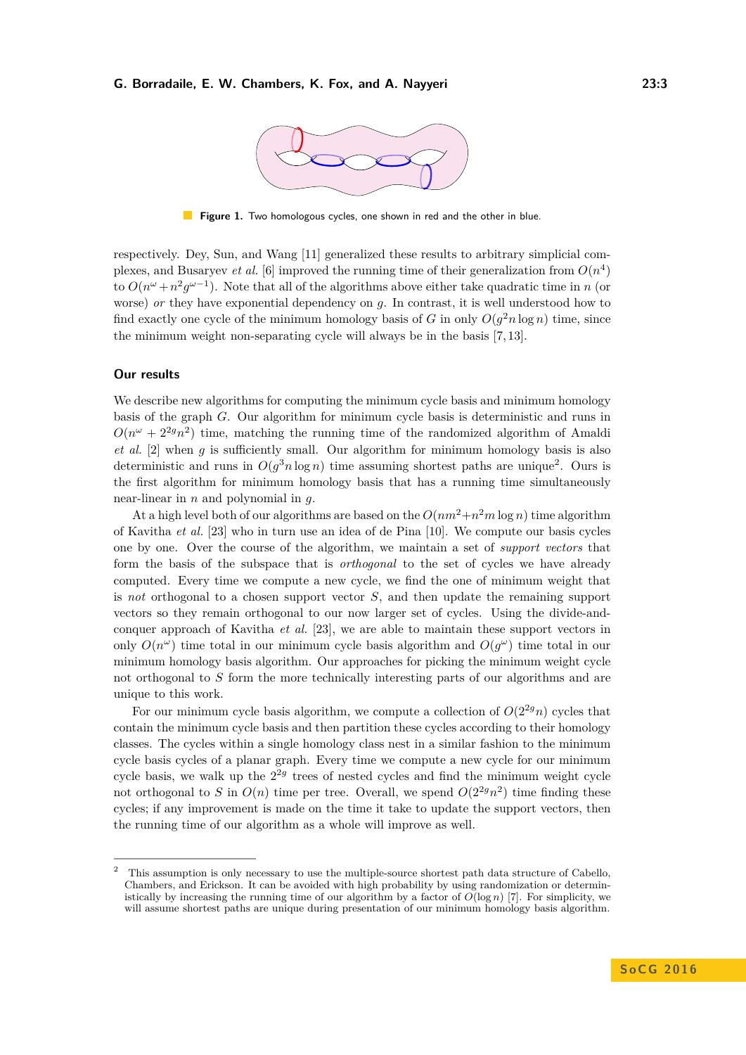**Figure 1.** Two homologous cycles, one shown in red and the other in blue.

respectively. Dey, Sun, and Wang [11] generalized these results to arbitrary simplicial complexes, and Busaryev *et al.* [6] improved the running time of their generalization from $O(n^4)$ to $O(n^\omega + n^2 g^{\omega-1})$. Note that all of the algorithms above either take quadratic time in $n$ (or worse) *or* they have exponential dependency on $g$. In contrast, it is well understood how to find exactly one cycle of the minimum homology basis of $G$ in only $O(g^2 n \log n)$ time, since the minimum weight non-separating cycle will always be in the basis [7, 13].

## Our results

We describe new algorithms for computing the minimum cycle basis and minimum homology basis of the graph $G$. Our algorithm for minimum cycle basis is deterministic and runs in $O(n^\omega + 2^{2g} n^2)$ time, matching the running time of the randomized algorithm of Amaldi *et al.* [2] when $g$ is sufficiently small. Our algorithm for minimum homology basis is also deterministic and runs in $O(g^3 n \log n)$ time assuming shortest paths are unique[2]. Ours is the first algorithm for minimum homology basis that has a running time simultaneously near-linear in $n$ and polynomial in $g$.

At a high level both of our algorithms are based on the $O(nm^2 + n^2 m \log n)$ time algorithm of Kavitha *et al.* [23] who in turn use an idea of de Pina [10]. We compute our basis cycles one by one. Over the course of the algorithm, we maintain a set of *support vectors* that form the basis of the subspace that is *orthogonal* to the set of cycles we have already computed. Every time we compute a new cycle, we find the one of minimum weight that is *not* orthogonal to a chosen support vector $S$, and then update the remaining support vectors so they remain orthogonal to our now larger set of cycles. Using the divide-and-conquer approach of Kavitha *et al.* [23], we are able to maintain these support vectors in only $O(n^\omega)$ time total in our minimum cycle basis algorithm and $O(g^\omega)$ time total in our minimum homology basis algorithm. Our approaches for picking the minimum weight cycle not orthogonal to $S$ form the more technically interesting parts of our algorithms and are unique to this work.

For our minimum cycle basis algorithm, we compute a collection of $O(2^{2g} n)$ cycles that contain the minimum cycle basis and then partition these cycles according to their homology classes. The cycles within a single homology class nest in a similar fashion to the minimum cycle basis cycles of a planar graph. Every time we compute a new cycle for our minimum cycle basis, we walk up the $2^{2g}$ trees of nested cycles and find the minimum weight cycle not orthogonal to $S$ in $O(n)$ time per tree. Overall, we spend $O(2^{2g} n^2)$ time finding these cycles; if any improvement is made on the time it take to update the support vectors, then the running time of our algorithm as a whole will improve as well.

[2] This assumption is only necessary to use the multiple-source shortest path data structure of Cabello, Chambers, and Erickson. It can be avoided with high probability by using randomization or deterministically by increasing the running time of our algorithm by a factor of $O(\log n)$ [7]. For simplicity, we will assume shortest paths are unique during presentation of our minimum homology basis algorithm.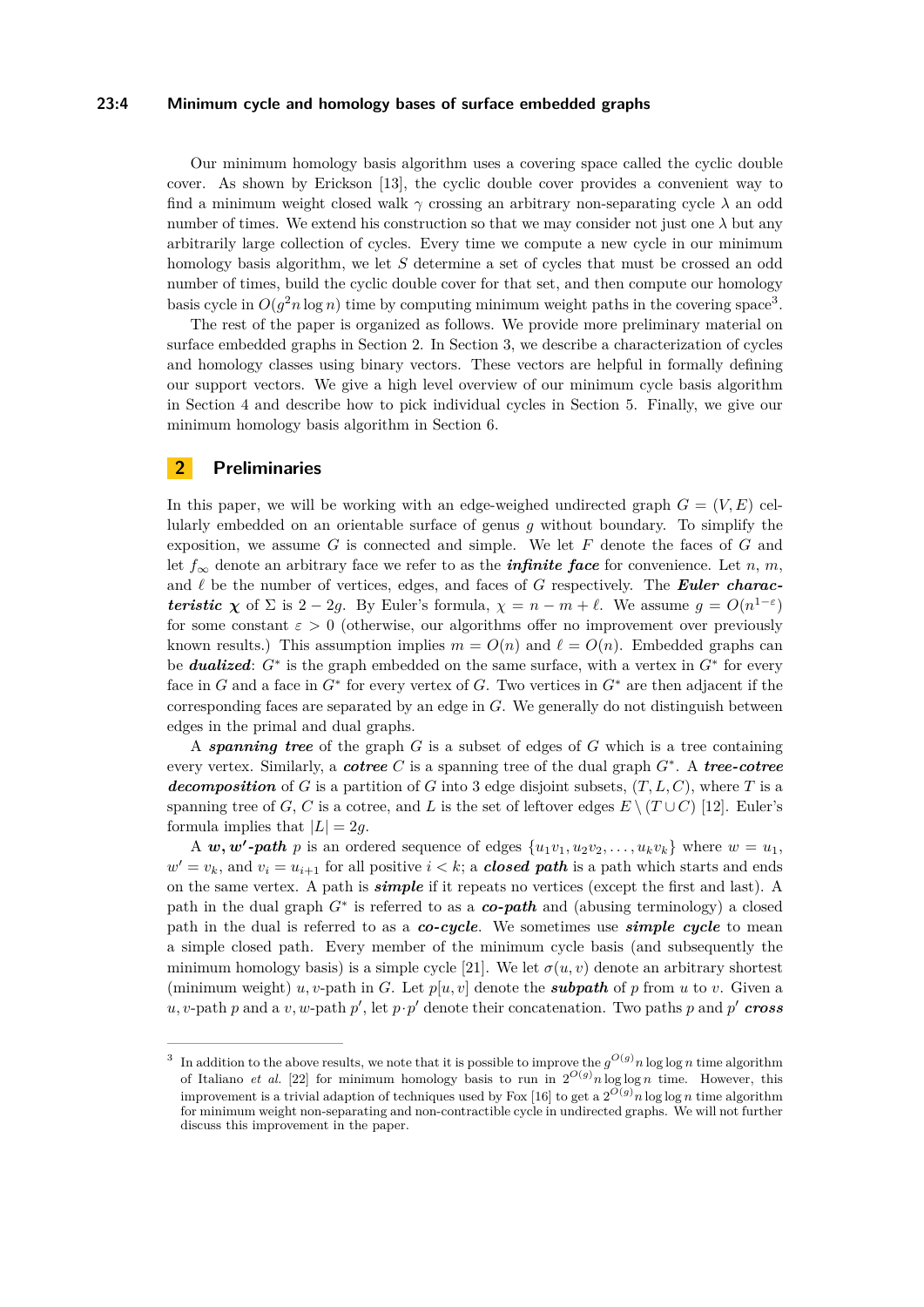Our minimum homology basis algorithm uses a covering space called the cyclic double cover. As shown by Erickson [13], the cyclic double cover provides a convenient way to find a minimum weight closed walk $\gamma$ crossing an arbitrary non-separating cycle $\lambda$ an odd number of times. We extend his construction so that we may consider not just one $\lambda$ but any arbitrarily large collection of cycles. Every time we compute a new cycle in our minimum homology basis algorithm, we let $S$ determine a set of cycles that must be crossed an odd number of times, build the cyclic double cover for that set, and then compute our homology basis cycle in $O(g^2 n \log n)$ time by computing minimum weight paths in the covering space[3].

The rest of the paper is organized as follows. We provide more preliminary material on surface embedded graphs in Section 2. In Section 3, we describe a characterization of cycles and homology classes using binary vectors. These vectors are helpful in formally defining our support vectors. We give a high level overview of our minimum cycle basis algorithm in Section 4 and describe how to pick individual cycles in Section 5. Finally, we give our minimum homology basis algorithm in Section 6.

## 2 Preliminaries

In this paper, we will be working with an edge-weighed undirected graph $G = (V, E)$ cellularly embedded on an orientable surface of genus $g$ without boundary. To simplify the exposition, we assume $G$ is connected and simple. We let $F$ denote the faces of $G$ and let $f_\infty$ denote an arbitrary face we refer to as the ***infinite face*** for convenience. Let $n$, $m$, and $\ell$ be the number of vertices, edges, and faces of $G$ respectively. The ***Euler characteristic*** $\chi$ of $\Sigma$ is $2 - 2g$. By Euler's formula, $\chi = n - m + \ell$. We assume $g = O(n^{1-\varepsilon})$ for some constant $\varepsilon > 0$ (otherwise, our algorithms offer no improvement over previously known results.) This assumption implies $m = O(n)$ and $\ell = O(n)$. Embedded graphs can be ***dualized***: $G^*$ is the graph embedded on the same surface, with a vertex in $G^*$ for every face in $G$ and a face in $G^*$ for every vertex of $G$. Two vertices in $G^*$ are then adjacent if the corresponding faces are separated by an edge in $G$. We generally do not distinguish between edges in the primal and dual graphs.

A ***spanning tree*** of the graph $G$ is a subset of edges of $G$ which is a tree containing every vertex. Similarly, a ***cotree*** $C$ is a spanning tree of the dual graph $G^*$. A ***tree-cotree decomposition*** of $G$ is a partition of $G$ into 3 edge disjoint subsets, $(T, L, C)$, where $T$ is a spanning tree of $G$, $C$ is a cotree, and $L$ is the set of leftover edges $E \setminus (T \cup C)$ [12]. Euler's formula implies that $|L| = 2g$.

A ***$w, w'$-path*** $p$ is an ordered sequence of edges $\{u_1v_1, u_2v_2, \ldots, u_kv_k\}$ where $w = u_1$, $w' = v_k$, and $v_i = u_{i+1}$ for all positive $i < k$; a ***closed path*** is a path which starts and ends on the same vertex. A path is ***simple*** if it repeats no vertices (except the first and last). A path in the dual graph $G^*$ is referred to as a ***co-path*** and (abusing terminology) a closed path in the dual is referred to as a ***co-cycle***. We sometimes use ***simple cycle*** to mean a simple closed path. Every member of the minimum cycle basis (and subsequently the minimum homology basis) is a simple cycle [21]. We let $\sigma(u, v)$ denote an arbitrary shortest (minimum weight) $u, v$-path in $G$. Let $p[u, v]$ denote the ***subpath*** of $p$ from $u$ to $v$. Given a $u, v$-path $p$ and a $v, w$-path $p'$, let $p \cdot p'$ denote their concatenation. Two paths $p$ and $p'$ ***cross***

---

[3] In addition to the above results, we note that it is possible to improve the $g^{O(g)} n \log\log n$ time algorithm of Italiano *et al.* [22] for minimum homology basis to run in $2^{O(g)} n \log\log n$ time. However, this improvement is a trivial adaption of techniques used by Fox [16] to get a $2^{O(g)} n \log\log n$ time algorithm for minimum weight non-separating and non-contractible cycle in undirected graphs. We will not further discuss this improvement in the paper.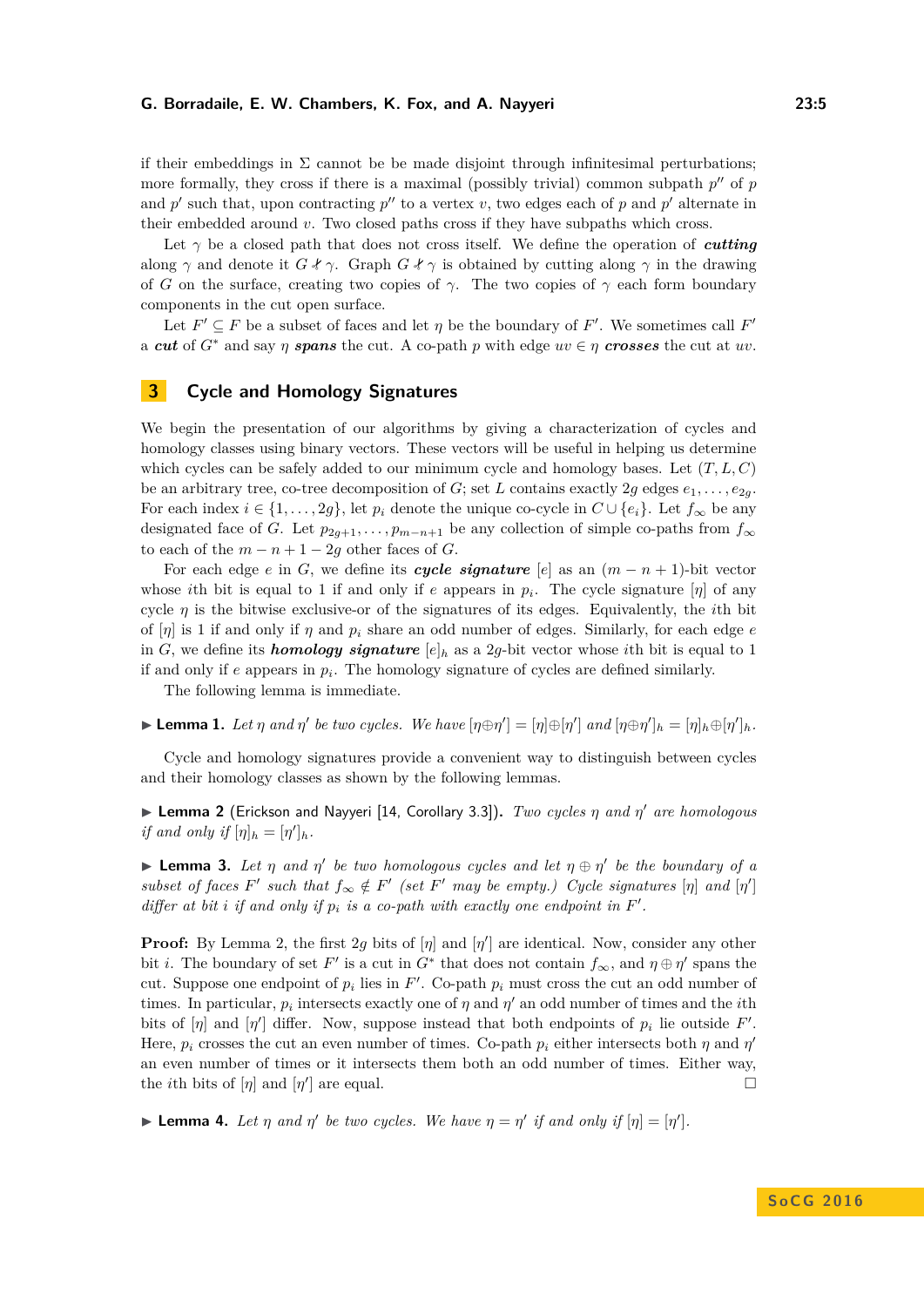if their embeddings in $\Sigma$ cannot be be made disjoint through infinitesimal perturbations; more formally, they cross if there is a maximal (possibly trivial) common subpath $p''$ of $p$ and $p'$ such that, upon contracting $p''$ to a vertex $v$, two edges each of $p$ and $p'$ alternate in their embedded around $v$. Two closed paths cross if they have subpaths which cross.

Let $\gamma$ be a closed path that does not cross itself. We define the operation of ***cutting*** along $\gamma$ and denote it $G \not\!\!\curlywedge \gamma$. Graph $G \not\!\!\curlywedge \gamma$ is obtained by cutting along $\gamma$ in the drawing of $G$ on the surface, creating two copies of $\gamma$. The two copies of $\gamma$ each form boundary components in the cut open surface.

Let $F' \subseteq F$ be a subset of faces and let $\eta$ be the boundary of $F'$. We sometimes call $F'$ a ***cut*** of $G^*$ and say $\eta$ ***spans*** the cut. A co-path $p$ with edge $uv \in \eta$ ***crosses*** the cut at $uv$.

## 3 Cycle and Homology Signatures

We begin the presentation of our algorithms by giving a characterization of cycles and homology classes using binary vectors. These vectors will be useful in helping us determine which cycles can be safely added to our minimum cycle and homology bases. Let $(T, L, C)$ be an arbitrary tree, co-tree decomposition of $G$; set $L$ contains exactly $2g$ edges $e_1, \dots, e_{2g}$. For each index $i \in \{1, \dots, 2g\}$, let $p_i$ denote the unique co-cycle in $C \cup \{e_i\}$. Let $f_\infty$ be any designated face of $G$. Let $p_{2g+1}, \dots, p_{m-n+1}$ be any collection of simple co-paths from $f_\infty$ to each of the $m - n + 1 - 2g$ other faces of $G$.

For each edge $e$ in $G$, we define its ***cycle signature*** $[e]$ as an $(m - n + 1)$-bit vector whose $i$th bit is equal to 1 if and only if $e$ appears in $p_i$. The cycle signature $[\eta]$ of any cycle $\eta$ is the bitwise exclusive-or of the signatures of its edges. Equivalently, the $i$th bit of $[\eta]$ is 1 if and only if $\eta$ and $p_i$ share an odd number of edges. Similarly, for each edge $e$ in $G$, we define its ***homology signature*** $[e]_h$ as a $2g$-bit vector whose $i$th bit is equal to 1 if and only if $e$ appears in $p_i$. The homology signature of cycles are defined similarly.

The following lemma is immediate.

▶ **Lemma 1.** *Let $\eta$ and $\eta'$ be two cycles. We have $[\eta \oplus \eta'] = [\eta] \oplus [\eta']$ and $[\eta \oplus \eta']_h = [\eta]_h \oplus [\eta']_h$.*

Cycle and homology signatures provide a convenient way to distinguish between cycles and their homology classes as shown by the following lemmas.

▶ **Lemma 2** (Erickson and Nayyeri [14, Corollary 3.3]). *Two cycles $\eta$ and $\eta'$ are homologous if and only if $[\eta]_h = [\eta']_h$.*

▶ **Lemma 3.** *Let $\eta$ and $\eta'$ be two homologous cycles and let $\eta \oplus \eta'$ be the boundary of a subset of faces $F'$ such that $f_\infty \notin F'$ (set $F'$ may be empty.) Cycle signatures $[\eta]$ and $[\eta']$ differ at bit $i$ if and only if $p_i$ is a co-path with exactly one endpoint in $F'$.*

**Proof:** By Lemma 2, the first $2g$ bits of $[\eta]$ and $[\eta']$ are identical. Now, consider any other bit $i$. The boundary of set $F'$ is a cut in $G^*$ that does not contain $f_\infty$, and $\eta \oplus \eta'$ spans the cut. Suppose one endpoint of $p_i$ lies in $F'$. Co-path $p_i$ must cross the cut an odd number of times. In particular, $p_i$ intersects exactly one of $\eta$ and $\eta'$ an odd number of times and the $i$th bits of $[\eta]$ and $[\eta']$ differ. Now, suppose instead that both endpoints of $p_i$ lie outside $F'$. Here, $p_i$ crosses the cut an even number of times. Co-path $p_i$ either intersects both $\eta$ and $\eta'$ an even number of times or it intersects them both an odd number of times. Either way, the $i$th bits of $[\eta]$ and $[\eta']$ are equal. ◻

▶ **Lemma 4.** *Let $\eta$ and $\eta'$ be two cycles. We have $\eta = \eta'$ if and only if $[\eta] = [\eta']$.*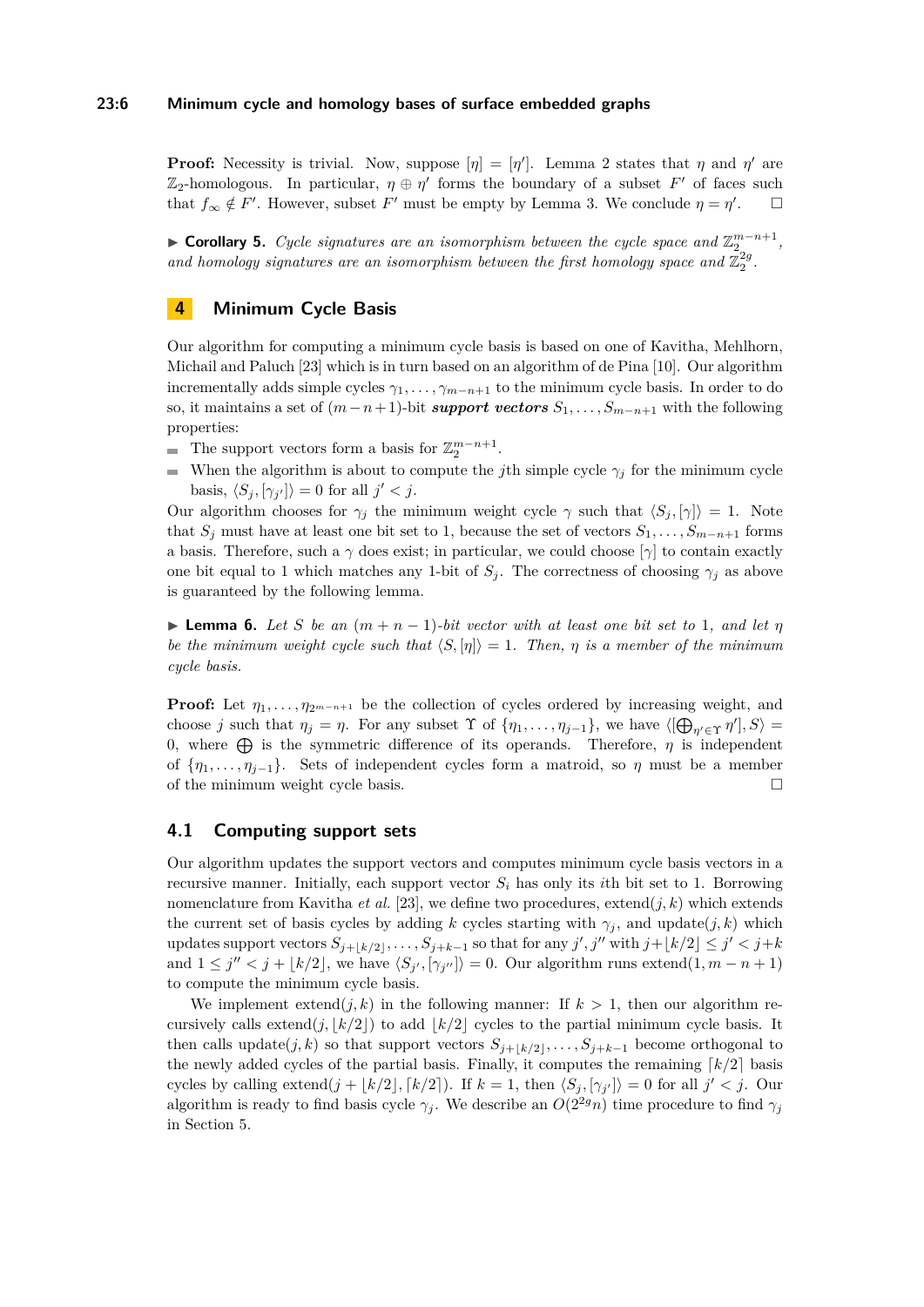**Proof:** Necessity is trivial. Now, suppose $[\eta] = [\eta']$. Lemma 2 states that $\eta$ and $\eta'$ are $\mathbb{Z}_2$-homologous. In particular, $\eta \oplus \eta'$ forms the boundary of a subset $F'$ of faces such that $f_\infty \notin F'$. However, subset $F'$ must be empty by Lemma 3. We conclude $\eta = \eta'$. $\square$

▶ **Corollary 5.** *Cycle signatures are an isomorphism between the cycle space and $\mathbb{Z}_2^{m-n+1}$, and homology signatures are an isomorphism between the first homology space and $\mathbb{Z}_2^{2g}$.*

## 4 Minimum Cycle Basis

Our algorithm for computing a minimum cycle basis is based on one of Kavitha, Mehlhorn, Michail and Paluch [23] which is in turn based on an algorithm of de Pina [10]. Our algorithm incrementally adds simple cycles $\gamma_1, \ldots, \gamma_{m-n+1}$ to the minimum cycle basis. In order to do so, it maintains a set of $(m-n+1)$-bit ***support vectors*** $S_1, \ldots, S_{m-n+1}$ with the following properties:

- The support vectors form a basis for $\mathbb{Z}_2^{m-n+1}$.
- When the algorithm is about to compute the $j$th simple cycle $\gamma_j$ for the minimum cycle basis, $\langle S_j, [\gamma_{j'}]\rangle = 0$ for all $j' < j$.

Our algorithm chooses for $\gamma_j$ the minimum weight cycle $\gamma$ such that $\langle S_j, [\gamma]\rangle = 1$. Note that $S_j$ must have at least one bit set to 1, because the set of vectors $S_1, \ldots, S_{m-n+1}$ forms a basis. Therefore, such a $\gamma$ does exist; in particular, we could choose $[\gamma]$ to contain exactly one bit equal to 1 which matches any 1-bit of $S_j$. The correctness of choosing $\gamma_j$ as above is guaranteed by the following lemma.

▶ **Lemma 6.** *Let $S$ be an $(m+n-1)$-bit vector with at least one bit set to 1, and let $\eta$ be the minimum weight cycle such that $\langle S, [\eta]\rangle = 1$. Then, $\eta$ is a member of the minimum cycle basis.*

**Proof:** Let $\eta_1, \ldots, \eta_{2^{m-n+1}}$ be the collection of cycles ordered by increasing weight, and choose $j$ such that $\eta_j = \eta$. For any subset $\Upsilon$ of $\{\eta_1, \ldots, \eta_{j-1}\}$, we have $\langle [\bigoplus_{\eta' \in \Upsilon} \eta'], S\rangle = 0$, where $\bigoplus$ is the symmetric difference of its operands. Therefore, $\eta$ is independent of $\{\eta_1, \ldots, \eta_{j-1}\}$. Sets of independent cycles form a matroid, so $\eta$ must be a member of the minimum weight cycle basis. $\square$

### 4.1 Computing support sets

Our algorithm updates the support vectors and computes minimum cycle basis vectors in a recursive manner. Initially, each support vector $S_i$ has only its $i$th bit set to 1. Borrowing nomenclature from Kavitha *et al.* [23], we define two procedures, extend$(j, k)$ which extends the current set of basis cycles by adding $k$ cycles starting with $\gamma_j$, and update$(j, k)$ which updates support vectors $S_{j+\lfloor k/2\rfloor}, \ldots, S_{j+k-1}$ so that for any $j', j''$ with $j + \lfloor k/2\rfloor \le j' < j+k$ and $1 \le j'' < j + \lfloor k/2\rfloor$, we have $\langle S_{j'}, [\gamma_{j''}]\rangle = 0$. Our algorithm runs extend$(1, m-n+1)$ to compute the minimum cycle basis.

We implement extend$(j, k)$ in the following manner: If $k > 1$, then our algorithm recursively calls extend$(j, \lfloor k/2\rfloor)$ to add $\lfloor k/2\rfloor$ cycles to the partial minimum cycle basis. It then calls update$(j, k)$ so that support vectors $S_{j+\lfloor k/2\rfloor}, \ldots, S_{j+k-1}$ become orthogonal to the newly added cycles of the partial basis. Finally, it computes the remaining $\lceil k/2\rceil$ basis cycles by calling extend$(j + \lfloor k/2\rfloor, \lceil k/2\rceil)$. If $k = 1$, then $\langle S_j, [\gamma_{j'}]\rangle = 0$ for all $j' < j$. Our algorithm is ready to find basis cycle $\gamma_j$. We describe an $O(2^{2g}n)$ time procedure to find $\gamma_j$ in Section 5.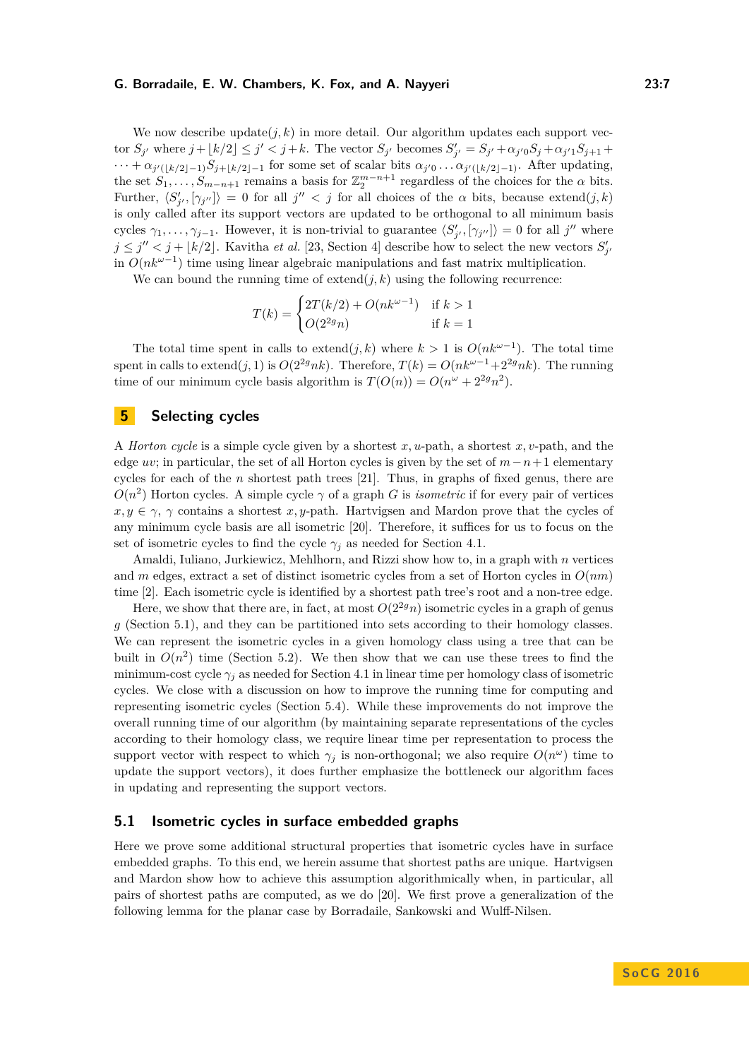We now describe update$(j,k)$ in more detail. Our algorithm updates each support vector $S_{j'}$ where $j + \lfloor k/2 \rfloor \leq j' < j+k$. The vector $S_{j'}$ becomes $S'_{j'} = S_{j'} + \alpha_{j'0} S_j + \alpha_{j'1} S_{j+1} + \cdots + \alpha_{j'(\lfloor k/2 \rfloor -1)} S_{j+\lfloor k/2 \rfloor -1}$ for some set of scalar bits $\alpha_{j'0} \ldots \alpha_{j'(\lfloor k/2 \rfloor -1)}$. After updating, the set $S_1, \ldots, S_{m-n+1}$ remains a basis for $\mathbb{Z}_2^{m-n+1}$ regardless of the choices for the $\alpha$ bits. Further, $\langle S'_{j'}, [\gamma_{j''}] \rangle = 0$ for all $j'' < j$ for all choices of the $\alpha$ bits, because extend$(j,k)$ is only called after its support vectors are updated to be orthogonal to all minimum basis cycles $\gamma_1, \ldots, \gamma_{j-1}$. However, it is non-trivial to guarantee $\langle S'_{j'}, [\gamma_{j''}] \rangle = 0$ for all $j''$ where $j \leq j'' < j + \lfloor k/2 \rfloor$. Kavitha *et al.* [23, Section 4] describe how to select the new vectors $S'_{j'}$ in $O(nk^{\omega-1})$ time using linear algebraic manipulations and fast matrix multiplication.

We can bound the running time of extend$(j,k)$ using the following recurrence:

$$T(k) = \begin{cases} 2T(k/2) + O(nk^{\omega-1}) & \text{if } k > 1 \\ O(2^{2g}n) & \text{if } k = 1 \end{cases}$$

The total time spent in calls to extend$(j,k)$ where $k > 1$ is $O(nk^{\omega-1})$. The total time spent in calls to extend$(j,1)$ is $O(2^{2g}nk)$. Therefore, $T(k) = O(nk^{\omega-1} + 2^{2g}nk)$. The running time of our minimum cycle basis algorithm is $T(O(n)) = O(n^{\omega} + 2^{2g}n^2)$.

## 5 Selecting cycles

A *Horton cycle* is a simple cycle given by a shortest $x,u$-path, a shortest $x,v$-path, and the edge $uv$; in particular, the set of all Horton cycles is given by the set of $m-n+1$ elementary cycles for each of the $n$ shortest path trees [21]. Thus, in graphs of fixed genus, there are $O(n^2)$ Horton cycles. A simple cycle $\gamma$ of a graph $G$ is *isometric* if for every pair of vertices $x, y \in \gamma$, $\gamma$ contains a shortest $x,y$-path. Hartvigsen and Mardon prove that the cycles of any minimum cycle basis are all isometric [20]. Therefore, it suffices for us to focus on the set of isometric cycles to find the cycle $\gamma_j$ as needed for Section 4.1.

Amaldi, Iuliano, Jurkiewicz, Mehlhorn, and Rizzi show how to, in a graph with $n$ vertices and $m$ edges, extract a set of distinct isometric cycles from a set of Horton cycles in $O(nm)$ time [2]. Each isometric cycle is identified by a shortest path tree's root and a non-tree edge.

Here, we show that there are, in fact, at most $O(2^{2g}n)$ isometric cycles in a graph of genus $g$ (Section 5.1), and they can be partitioned into sets according to their homology classes. We can represent the isometric cycles in a given homology class using a tree that can be built in $O(n^2)$ time (Section 5.2). We then show that we can use these trees to find the minimum-cost cycle $\gamma_j$ as needed for Section 4.1 in linear time per homology class of isometric cycles. We close with a discussion on how to improve the running time for computing and representing isometric cycles (Section 5.4). While these improvements do not improve the overall running time of our algorithm (by maintaining separate representations of the cycles according to their homology class, we require linear time per representation to process the support vector with respect to which $\gamma_j$ is non-orthogonal; we also require $O(n^{\omega})$ time to update the support vectors), it does further emphasize the bottleneck our algorithm faces in updating and representing the support vectors.

### 5.1 Isometric cycles in surface embedded graphs

Here we prove some additional structural properties that isometric cycles have in surface embedded graphs. To this end, we herein assume that shortest paths are unique. Hartvigsen and Mardon show how to achieve this assumption algorithmically when, in particular, all pairs of shortest paths are computed, as we do [20]. We first prove a generalization of the following lemma for the planar case by Borradaile, Sankowski and Wulff-Nilsen.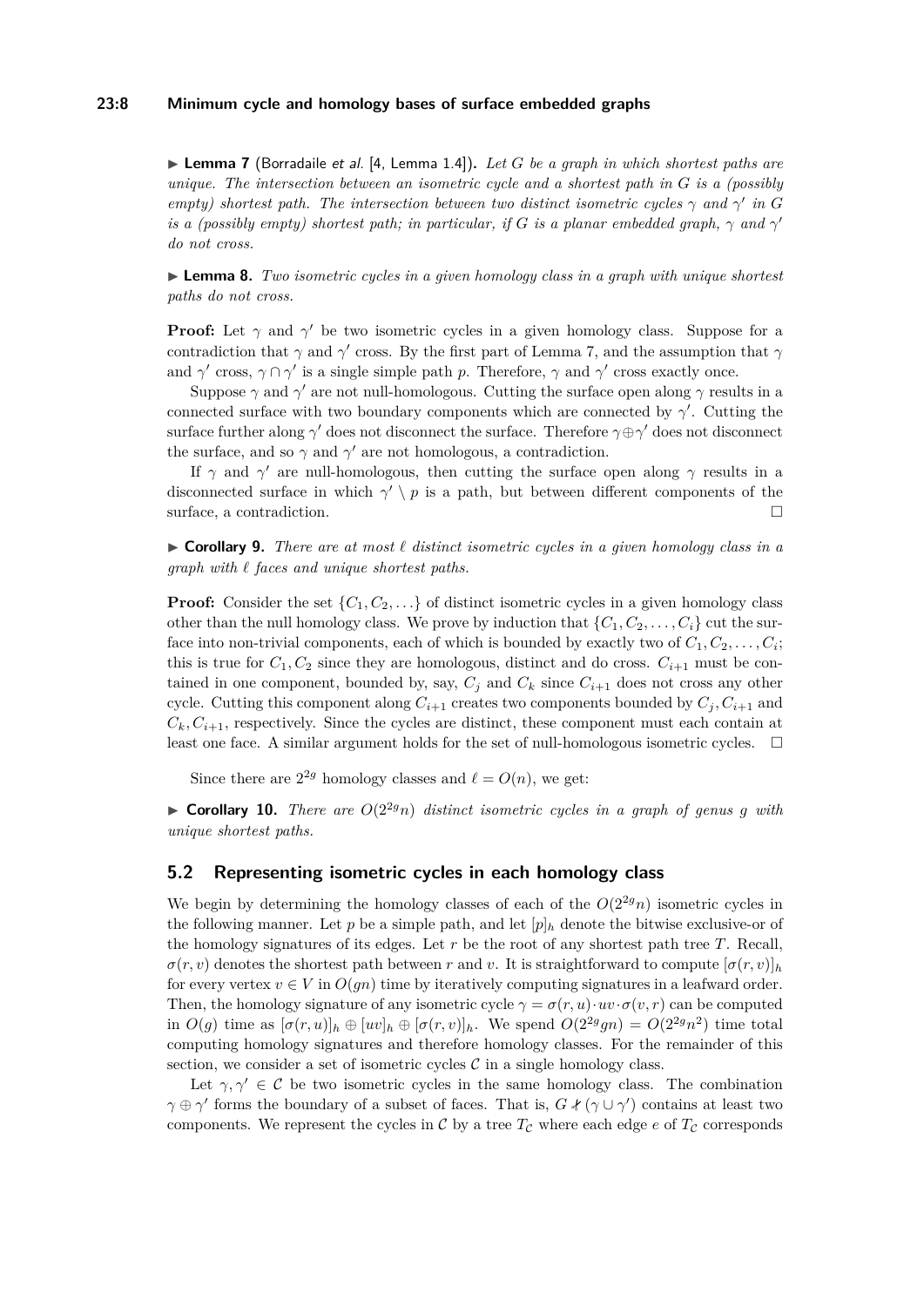▶ **Lemma 7** (Borradaile *et al.* [4, Lemma 1.4])**.** *Let $G$ be a graph in which shortest paths are unique. The intersection between an isometric cycle and a shortest path in $G$ is a (possibly empty) shortest path. The intersection between two distinct isometric cycles $\gamma$ and $\gamma'$ in $G$ is a (possibly empty) shortest path; in particular, if $G$ is a planar embedded graph, $\gamma$ and $\gamma'$ do not cross.*

▶ **Lemma 8.** *Two isometric cycles in a given homology class in a graph with unique shortest paths do not cross.*

**Proof:** Let $\gamma$ and $\gamma'$ be two isometric cycles in a given homology class. Suppose for a contradiction that $\gamma$ and $\gamma'$ cross. By the first part of Lemma 7, and the assumption that $\gamma$ and $\gamma'$ cross, $\gamma \cap \gamma'$ is a single simple path $p$. Therefore, $\gamma$ and $\gamma'$ cross exactly once.

Suppose $\gamma$ and $\gamma'$ are not null-homologous. Cutting the surface open along $\gamma$ results in a connected surface with two boundary components which are connected by $\gamma'$. Cutting the surface further along $\gamma'$ does not disconnect the surface. Therefore $\gamma \oplus \gamma'$ does not disconnect the surface, and so $\gamma$ and $\gamma'$ are not homologous, a contradiction.

If $\gamma$ and $\gamma'$ are null-homologous, then cutting the surface open along $\gamma$ results in a disconnected surface in which $\gamma' \setminus p$ is a path, but between different components of the surface, a contradiction. ◻

▶ **Corollary 9.** *There are at most $\ell$ distinct isometric cycles in a given homology class in a graph with $\ell$ faces and unique shortest paths.*

**Proof:** Consider the set $\{C_1, C_2, \ldots\}$ of distinct isometric cycles in a given homology class other than the null homology class. We prove by induction that $\{C_1, C_2, \ldots, C_i\}$ cut the surface into non-trivial components, each of which is bounded by exactly two of $C_1, C_2, \ldots, C_i$; this is true for $C_1, C_2$ since they are homologous, distinct and do cross. $C_{i+1}$ must be contained in one component, bounded by, say, $C_j$ and $C_k$ since $C_{i+1}$ does not cross any other cycle. Cutting this component along $C_{i+1}$ creates two components bounded by $C_j, C_{i+1}$ and $C_k, C_{i+1}$, respectively. Since the cycles are distinct, these component must each contain at least one face. A similar argument holds for the set of null-homologous isometric cycles. ◻

Since there are $2^{2g}$ homology classes and $\ell = O(n)$, we get:

▶ **Corollary 10.** *There are $O(2^{2g}n)$ distinct isometric cycles in a graph of genus $g$ with unique shortest paths.*

## 5.2 Representing isometric cycles in each homology class

We begin by determining the homology classes of each of the $O(2^{2g}n)$ isometric cycles in the following manner. Let $p$ be a simple path, and let $[p]_h$ denote the bitwise exclusive-or of the homology signatures of its edges. Let $r$ be the root of any shortest path tree $T$. Recall, $\sigma(r, v)$ denotes the shortest path between $r$ and $v$. It is straightforward to compute $[\sigma(r, v)]_h$ for every vertex $v \in V$ in $O(gn)$ time by iteratively computing signatures in a leafward order. Then, the homology signature of any isometric cycle $\gamma = \sigma(r, u) \cdot uv \cdot \sigma(v, r)$ can be computed in $O(g)$ time as $[\sigma(r, u)]_h \oplus [uv]_h \oplus [\sigma(r, v)]_h$. We spend $O(2^{2g}gn) = O(2^{2g}n^2)$ time total computing homology signatures and therefore homology classes. For the remainder of this section, we consider a set of isometric cycles $\mathcal{C}$ in a single homology class.

Let $\gamma, \gamma' \in \mathcal{C}$ be two isometric cycles in the same homology class. The combination $\gamma \oplus \gamma'$ forms the boundary of a subset of faces. That is, $G \not\leftarrow (\gamma \cup \gamma')$ contains at least two components. We represent the cycles in $\mathcal{C}$ by a tree $T_\mathcal{C}$ where each edge $e$ of $T_\mathcal{C}$ corresponds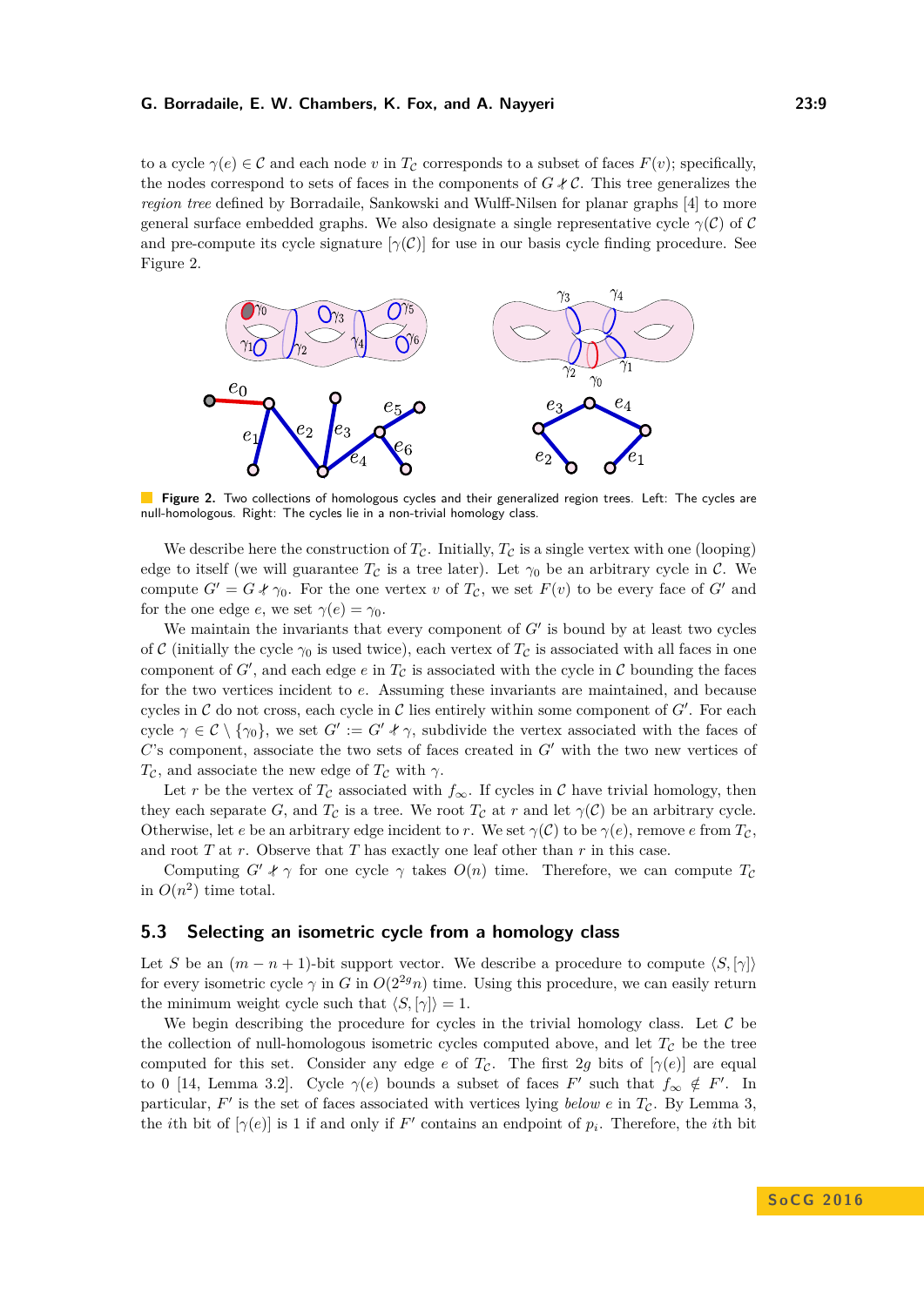to a cycle $\gamma(e) \in \mathcal{C}$ and each node $v$ in $T_\mathcal{C}$ corresponds to a subset of faces $F(v)$; specifically, the nodes correspond to sets of faces in the components of $G \not\!\!\!\; \mathcal{C}$. This tree generalizes the *region tree* defined by Borradaile, Sankowski and Wulff-Nilsen for planar graphs [4] to more general surface embedded graphs. We also designate a single representative cycle $\gamma(\mathcal{C})$ of $\mathcal{C}$ and pre-compute its cycle signature $[\gamma(\mathcal{C})]$ for use in our basis cycle finding procedure. See Figure 2.

**Figure 2.** Two collections of homologous cycles and their generalized region trees. Left: The cycles are null-homologous. Right: The cycles lie in a non-trivial homology class.

We describe here the construction of $T_\mathcal{C}$. Initially, $T_\mathcal{C}$ is a single vertex with one (looping) edge to itself (we will guarantee $T_\mathcal{C}$ is a tree later). Let $\gamma_0$ be an arbitrary cycle in $\mathcal{C}$. We compute $G' = G \not\!\!\!\; \gamma_0$. For the one vertex $v$ of $T_\mathcal{C}$, we set $F(v)$ to be every face of $G'$ and for the one edge $e$, we set $\gamma(e) = \gamma_0$.

We maintain the invariants that every component of $G'$ is bound by at least two cycles of $\mathcal{C}$ (initially the cycle $\gamma_0$ is used twice), each vertex of $T_\mathcal{C}$ is associated with all faces in one component of $G'$, and each edge $e$ in $T_\mathcal{C}$ is associated with the cycle in $\mathcal{C}$ bounding the faces for the two vertices incident to $e$. Assuming these invariants are maintained, and because cycles in $\mathcal{C}$ do not cross, each cycle in $\mathcal{C}$ lies entirely within some component of $G'$. For each cycle $\gamma \in \mathcal{C} \setminus \{\gamma_0\}$, we set $G' := G' \not\!\!\!\; \gamma$, subdivide the vertex associated with the faces of $C'$s component, associate the two sets of faces created in $G'$ with the two new vertices of $T_\mathcal{C}$, and associate the new edge of $T_\mathcal{C}$ with $\gamma$.

Let $r$ be the vertex of $T_\mathcal{C}$ associated with $f_\infty$. If cycles in $\mathcal{C}$ have trivial homology, then they each separate $G$, and $T_\mathcal{C}$ is a tree. We root $T_\mathcal{C}$ at $r$ and let $\gamma(\mathcal{C})$ be an arbitrary cycle. Otherwise, let $e$ be an arbitrary edge incident to $r$. We set $\gamma(\mathcal{C})$ to be $\gamma(e)$, remove $e$ from $T_\mathcal{C}$, and root $T$ at $r$. Observe that $T$ has exactly one leaf other than $r$ in this case.

Computing $G' \not\!\!\!\; \gamma$ for one cycle $\gamma$ takes $O(n)$ time. Therefore, we can compute $T_\mathcal{C}$ in $O(n^2)$ time total.

## 5.3 Selecting an isometric cycle from a homology class

Let $S$ be an $(m - n + 1)$-bit support vector. We describe a procedure to compute $\langle S, [\gamma] \rangle$ for every isometric cycle $\gamma$ in $G$ in $O(2^{2g}n)$ time. Using this procedure, we can easily return the minimum weight cycle such that $\langle S, [\gamma] \rangle = 1$.

We begin describing the procedure for cycles in the trivial homology class. Let $\mathcal{C}$ be the collection of null-homologous isometric cycles computed above, and let $T_\mathcal{C}$ be the tree computed for this set. Consider any edge $e$ of $T_\mathcal{C}$. The first $2g$ bits of $[\gamma(e)]$ are equal to 0 [14, Lemma 3.2]. Cycle $\gamma(e)$ bounds a subset of faces $F'$ such that $f_\infty \notin F'$. In particular, $F'$ is the set of faces associated with vertices lying *below* $e$ in $T_\mathcal{C}$. By Lemma 3, the $i$th bit of $[\gamma(e)]$ is 1 if and only if $F'$ contains an endpoint of $p_i$. Therefore, the $i$th bit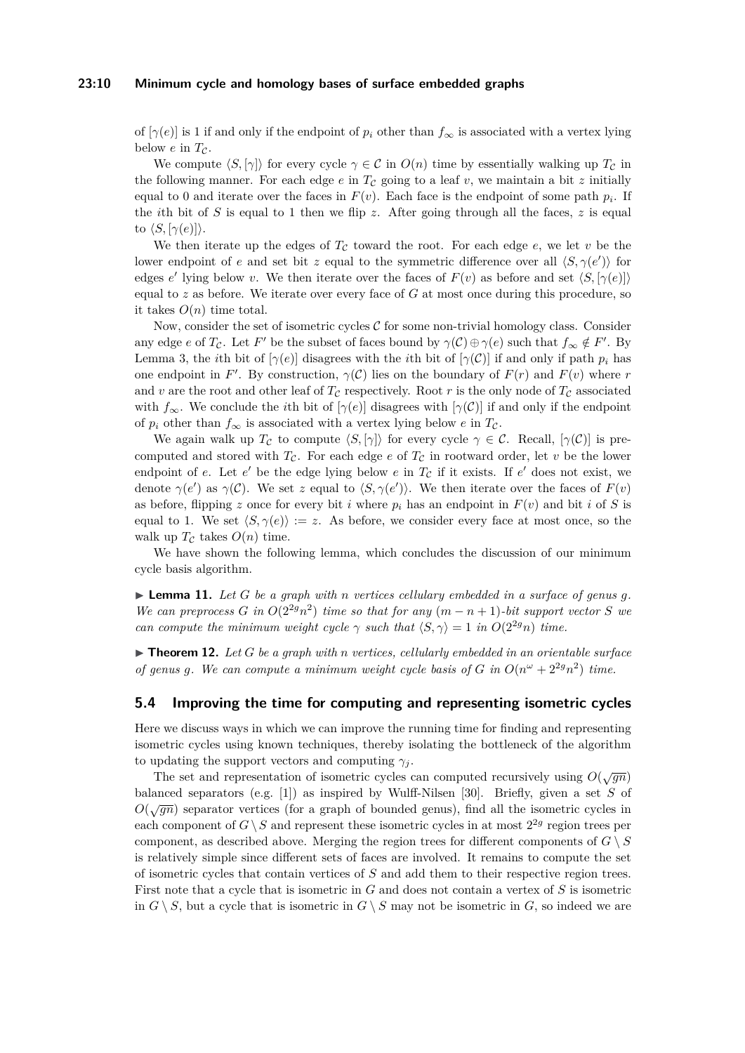of $[\gamma(e)]$ is 1 if and only if the endpoint of $p_i$ other than $f_\infty$ is associated with a vertex lying below $e$ in $T_\mathcal{C}$.

We compute $\langle S, [\gamma] \rangle$ for every cycle $\gamma \in \mathcal{C}$ in $O(n)$ time by essentially walking up $T_\mathcal{C}$ in the following manner. For each edge $e$ in $T_\mathcal{C}$ going to a leaf $v$, we maintain a bit $z$ initially equal to 0 and iterate over the faces in $F(v)$. Each face is the endpoint of some path $p_i$. If the $i$th bit of $S$ is equal to 1 then we flip $z$. After going through all the faces, $z$ is equal to $\langle S, [\gamma(e)] \rangle$.

We then iterate up the edges of $T_\mathcal{C}$ toward the root. For each edge $e$, we let $v$ be the lower endpoint of $e$ and set bit $z$ equal to the symmetric difference over all $\langle S, \gamma(e') \rangle$ for edges $e'$ lying below $v$. We then iterate over the faces of $F(v)$ as before and set $\langle S, [\gamma(e)] \rangle$ equal to $z$ as before. We iterate over every face of $G$ at most once during this procedure, so it takes $O(n)$ time total.

Now, consider the set of isometric cycles $\mathcal{C}$ for some non-trivial homology class. Consider any edge $e$ of $T_\mathcal{C}$. Let $F'$ be the subset of faces bound by $\gamma(\mathcal{C}) \oplus \gamma(e)$ such that $f_\infty \notin F'$. By Lemma 3, the $i$th bit of $[\gamma(e)]$ disagrees with the $i$th bit of $[\gamma(\mathcal{C})]$ if and only if path $p_i$ has one endpoint in $F'$. By construction, $\gamma(\mathcal{C})$ lies on the boundary of $F(r)$ and $F(v)$ where $r$ and $v$ are the root and other leaf of $T_\mathcal{C}$ respectively. Root $r$ is the only node of $T_\mathcal{C}$ associated with $f_\infty$. We conclude the $i$th bit of $[\gamma(e)]$ disagrees with $[\gamma(\mathcal{C})]$ if and only if the endpoint of $p_i$ other than $f_\infty$ is associated with a vertex lying below $e$ in $T_\mathcal{C}$.

We again walk up $T_\mathcal{C}$ to compute $\langle S, [\gamma] \rangle$ for every cycle $\gamma \in \mathcal{C}$. Recall, $[\gamma(\mathcal{C})]$ is precomputed and stored with $T_\mathcal{C}$. For each edge $e$ of $T_\mathcal{C}$ in rootward order, let $v$ be the lower endpoint of $e$. Let $e'$ be the edge lying below $e$ in $T_\mathcal{C}$ if it exists. If $e'$ does not exist, we denote $\gamma(e')$ as $\gamma(\mathcal{C})$. We set $z$ equal to $\langle S, \gamma(e') \rangle$. We then iterate over the faces of $F(v)$ as before, flipping $z$ once for every bit $i$ where $p_i$ has an endpoint in $F(v)$ and bit $i$ of $S$ is equal to 1. We set $\langle S, \gamma(e) \rangle := z$. As before, we consider every face at most once, so the walk up $T_\mathcal{C}$ takes $O(n)$ time.

We have shown the following lemma, which concludes the discussion of our minimum cycle basis algorithm.

▶ **Lemma 11.** *Let $G$ be a graph with $n$ vertices cellularly embedded in a surface of genus $g$. We can preprocess $G$ in $O(2^{2g}n^2)$ time so that for any $(m - n + 1)$-bit support vector $S$ we can compute the minimum weight cycle $\gamma$ such that $\langle S, \gamma \rangle = 1$ in $O(2^{2g}n)$ time.*

▶ **Theorem 12.** *Let $G$ be a graph with $n$ vertices, cellularly embedded in an orientable surface of genus $g$. We can compute a minimum weight cycle basis of $G$ in $O(n^\omega + 2^{2g}n^2)$ time.*

## 5.4 Improving the time for computing and representing isometric cycles

Here we discuss ways in which we can improve the running time for finding and representing isometric cycles using known techniques, thereby isolating the bottleneck of the algorithm to updating the support vectors and computing $\gamma_j$.

The set and representation of isometric cycles can computed recursively using $O(\sqrt{gn})$ balanced separators (e.g. [1]) as inspired by Wulff-Nilsen [30]. Briefly, given a set $S$ of $O(\sqrt{gn})$ separator vertices (for a graph of bounded genus), find all the isometric cycles in each component of $G \setminus S$ and represent these isometric cycles in at most $2^{2g}$ region trees per component, as described above. Merging the region trees for different components of $G \setminus S$ is relatively simple since different sets of faces are involved. It remains to compute the set of isometric cycles that contain vertices of $S$ and add them to their respective region trees. First note that a cycle that is isometric in $G$ and does not contain a vertex of $S$ is isometric in $G \setminus S$, but a cycle that is isometric in $G \setminus S$ may not be isometric in $G$, so indeed we are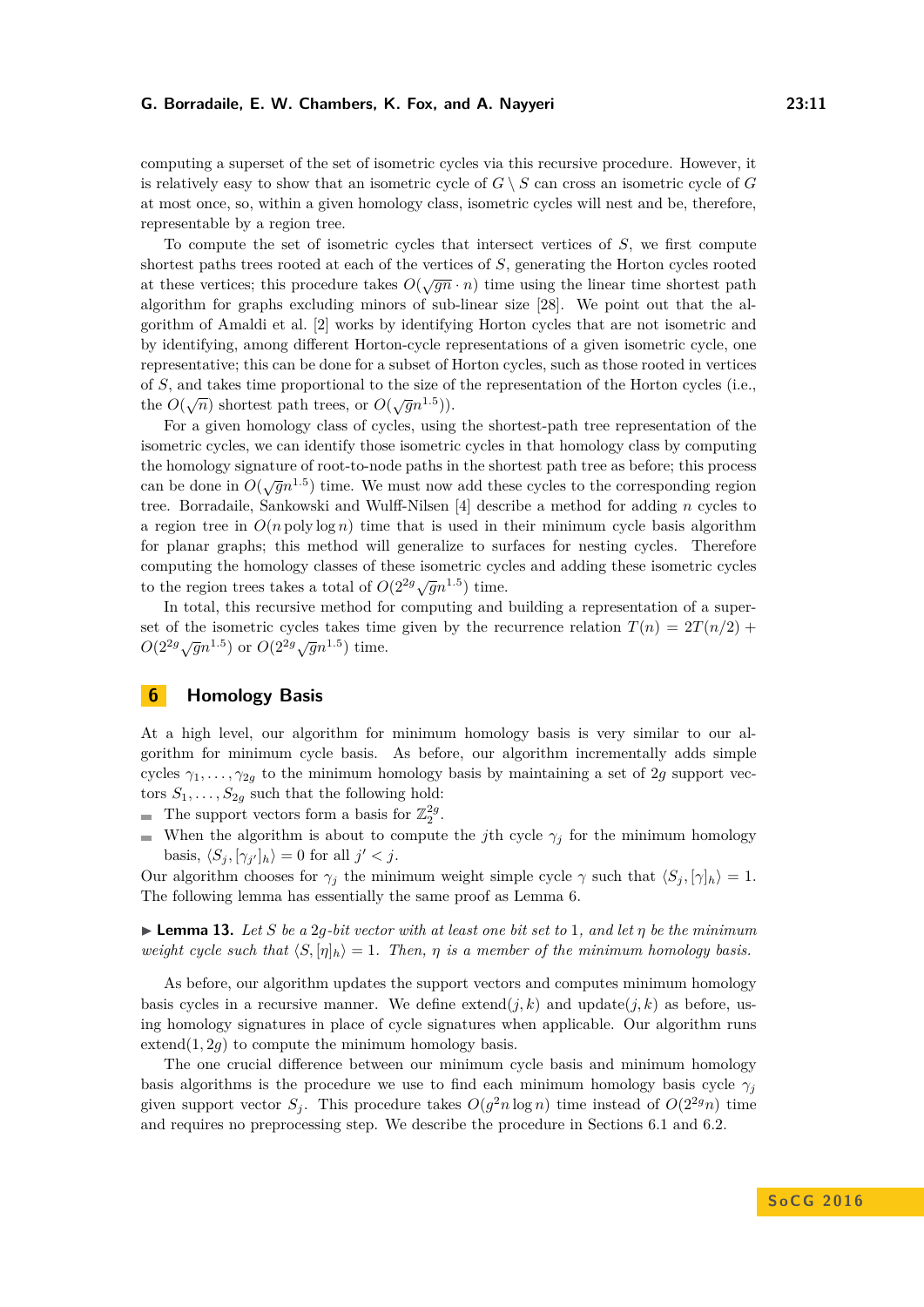computing a superset of the set of isometric cycles via this recursive procedure. However, it is relatively easy to show that an isometric cycle of $G \setminus S$ can cross an isometric cycle of $G$ at most once, so, within a given homology class, isometric cycles will nest and be, therefore, representable by a region tree.

To compute the set of isometric cycles that intersect vertices of $S$, we first compute shortest paths trees rooted at each of the vertices of $S$, generating the Horton cycles rooted at these vertices; this procedure takes $O(\sqrt{gn} \cdot n)$ time using the linear time shortest path algorithm for graphs excluding minors of sub-linear size [28]. We point out that the algorithm of Amaldi et al. [2] works by identifying Horton cycles that are not isometric and by identifying, among different Horton-cycle representations of a given isometric cycle, one representative; this can be done for a subset of Horton cycles, such as those rooted in vertices of $S$, and takes time proportional to the size of the representation of the Horton cycles (i.e., the $O(\sqrt{n})$ shortest path trees, or $O(\sqrt{g}n^{1.5})$).

For a given homology class of cycles, using the shortest-path tree representation of the isometric cycles, we can identify those isometric cycles in that homology class by computing the homology signature of root-to-node paths in the shortest path tree as before; this process can be done in $O(\sqrt{g}n^{1.5})$ time. We must now add these cycles to the corresponding region tree. Borradaile, Sankowski and Wulff-Nilsen [4] describe a method for adding $n$ cycles to a region tree in $O(n \operatorname{poly}\log n)$ time that is used in their minimum cycle basis algorithm for planar graphs; this method will generalize to surfaces for nesting cycles. Therefore computing the homology classes of these isometric cycles and adding these isometric cycles to the region trees takes a total of $O(2^{2g}\sqrt{g}n^{1.5})$ time.

In total, this recursive method for computing and building a representation of a superset of the isometric cycles takes time given by the recurrence relation $T(n) = 2T(n/2) + O(2^{2g}\sqrt{g}n^{1.5})$ or $O(2^{2g}\sqrt{g}n^{1.5})$ time.

## 6 Homology Basis

At a high level, our algorithm for minimum homology basis is very similar to our algorithm for minimum cycle basis. As before, our algorithm incrementally adds simple cycles $\gamma_1, \ldots, \gamma_{2g}$ to the minimum homology basis by maintaining a set of $2g$ support vectors $S_1, \ldots, S_{2g}$ such that the following hold:

- The support vectors form a basis for $\mathbb{Z}_2^{2g}$.
- When the algorithm is about to compute the $j$th cycle $\gamma_j$ for the minimum homology basis, $\langle S_j, [\gamma_{j'}]_h \rangle = 0$ for all $j' < j$.

Our algorithm chooses for $\gamma_j$ the minimum weight simple cycle $\gamma$ such that $\langle S_j, [\gamma]_h \rangle = 1$. The following lemma has essentially the same proof as Lemma 6.

▶ **Lemma 13.** *Let $S$ be a $2g$-bit vector with at least one bit set to 1, and let $\eta$ be the minimum weight cycle such that $\langle S, [\eta]_h \rangle = 1$. Then, $\eta$ is a member of the minimum homology basis.*

As before, our algorithm updates the support vectors and computes minimum homology basis cycles in a recursive manner. We define extend$(j, k)$ and update$(j, k)$ as before, using homology signatures in place of cycle signatures when applicable. Our algorithm runs extend$(1, 2g)$ to compute the minimum homology basis.

The one crucial difference between our minimum cycle basis and minimum homology basis algorithms is the procedure we use to find each minimum homology basis cycle $\gamma_j$ given support vector $S_j$. This procedure takes $O(g^2 n \log n)$ time instead of $O(2^{2g} n)$ time and requires no preprocessing step. We describe the procedure in Sections 6.1 and 6.2.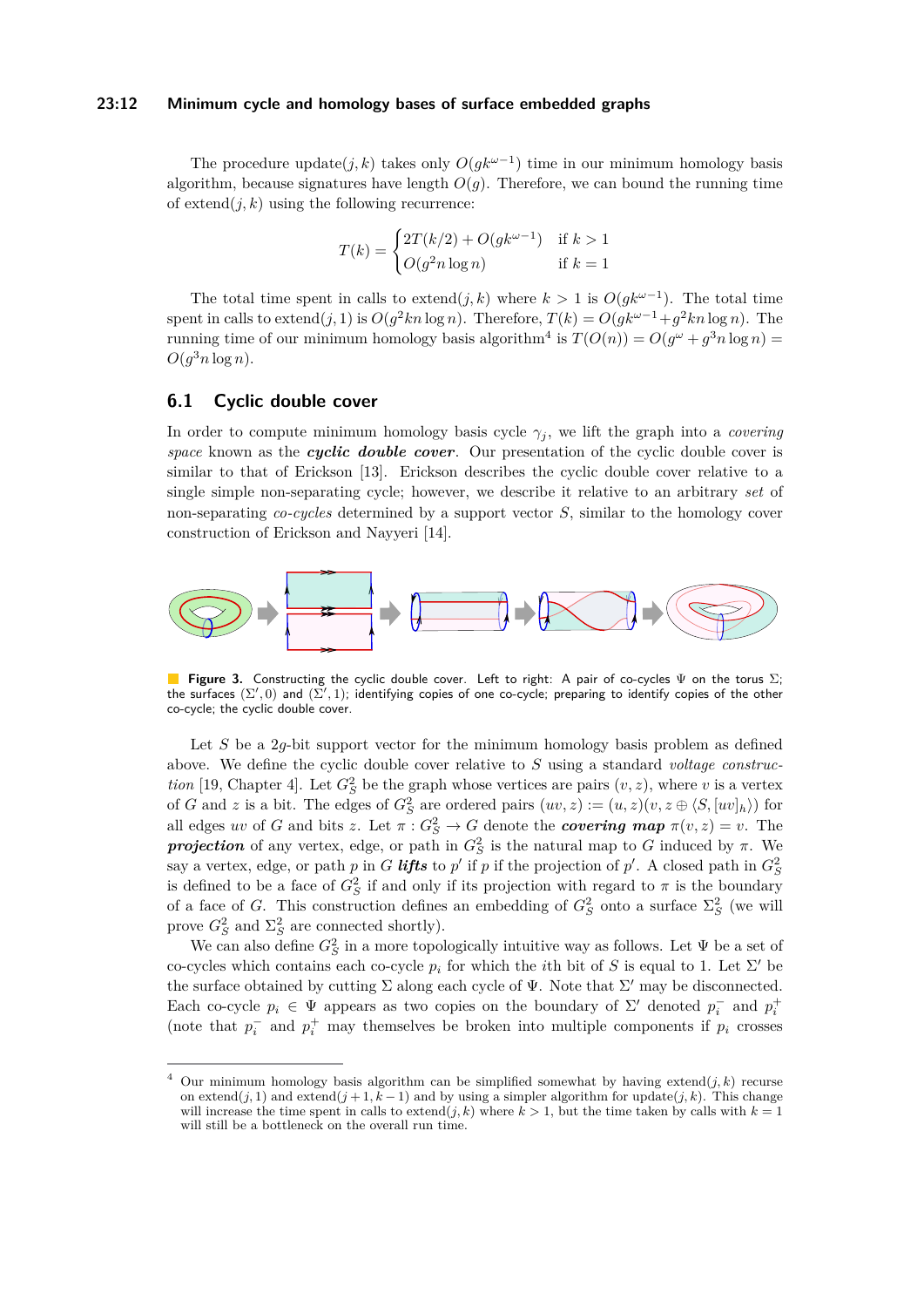The procedure update$(j, k)$ takes only $O(gk^{\omega-1})$ time in our minimum homology basis algorithm, because signatures have length $O(g)$. Therefore, we can bound the running time of extend$(j, k)$ using the following recurrence:

$$T(k) = \begin{cases} 2T(k/2) + O(gk^{\omega-1}) & \text{if } k > 1 \\ O(g^2 n \log n) & \text{if } k = 1 \end{cases}$$

The total time spent in calls to extend$(j, k)$ where $k > 1$ is $O(gk^{\omega-1})$. The total time spent in calls to extend$(j, 1)$ is $O(g^2 kn \log n)$. Therefore, $T(k) = O(gk^{\omega-1} + g^2 kn \log n)$. The running time of our minimum homology basis algorithm[4] is $T(O(n)) = O(g^\omega + g^3 n \log n) = O(g^3 n \log n)$.

## 6.1 Cyclic double cover

In order to compute minimum homology basis cycle $\gamma_j$, we lift the graph into a *covering space* known as the ***cyclic double cover***. Our presentation of the cyclic double cover is similar to that of Erickson [13]. Erickson describes the cyclic double cover relative to a single simple non-separating cycle; however, we describe it relative to an arbitrary *set* of non-separating *co-cycles* determined by a support vector $S$, similar to the homology cover construction of Erickson and Nayyeri [14].

**Figure 3.** Constructing the cyclic double cover. Left to right: A pair of co-cycles $\Psi$ on the torus $\Sigma$; the surfaces $(\Sigma', 0)$ and $(\Sigma', 1)$; identifying copies of one co-cycle; preparing to identify copies of the other co-cycle; the cyclic double cover.

Let $S$ be a $2g$-bit support vector for the minimum homology basis problem as defined above. We define the cyclic double cover relative to $S$ using a standard *voltage construction* [19, Chapter 4]. Let $G^2_S$ be the graph whose vertices are pairs $(v, z)$, where $v$ is a vertex of $G$ and $z$ is a bit. The edges of $G^2_S$ are ordered pairs $(uv, z) := (u, z)(v, z \oplus \langle S, [uv]_h \rangle)$ for all edges $uv$ of $G$ and bits $z$. Let $\pi : G^2_S \to G$ denote the ***covering map*** $\pi(v, z) = v$. The ***projection*** of any vertex, edge, or path in $G^2_S$ is the natural map to $G$ induced by $\pi$. We say a vertex, edge, or path $p$ in $G$ ***lifts*** to $p'$ if $p$ the projection of $p'$. A closed path in $G^2_S$ is defined to be a face of $G^2_S$ if and only if its projection with regard to $\pi$ is the boundary of a face of $G$. This construction defines an embedding of $G^2_S$ onto a surface $\Sigma^2_S$ (we will prove $G^2_S$ and $\Sigma^2_S$ are connected shortly).

We can also define $G^2_S$ in a more topologically intuitive way as follows. Let $\Psi$ be a set of co-cycles which contains each co-cycle $p_i$ for which the $i$th bit of $S$ is equal to 1. Let $\Sigma'$ be the surface obtained by cutting $\Sigma$ along each cycle of $\Psi$. Note that $\Sigma'$ may be disconnected. Each co-cycle $p_i \in \Psi$ appears as two copies on the boundary of $\Sigma'$ denoted $p_i^-$ and $p_i^+$ (note that $p_i^-$ and $p_i^+$ may themselves be broken into multiple components if $p_i$ crosses

[4] Our minimum homology basis algorithm can be simplified somewhat by having extend$(j, k)$ recurse on extend$(j, 1)$ and extend$(j + 1, k - 1)$ and by using a simpler algorithm for update$(j, k)$. This change will increase the time spent in calls to extend$(j, k)$ where $k > 1$, but the time taken by calls with $k = 1$ will still be a bottleneck on the overall run time.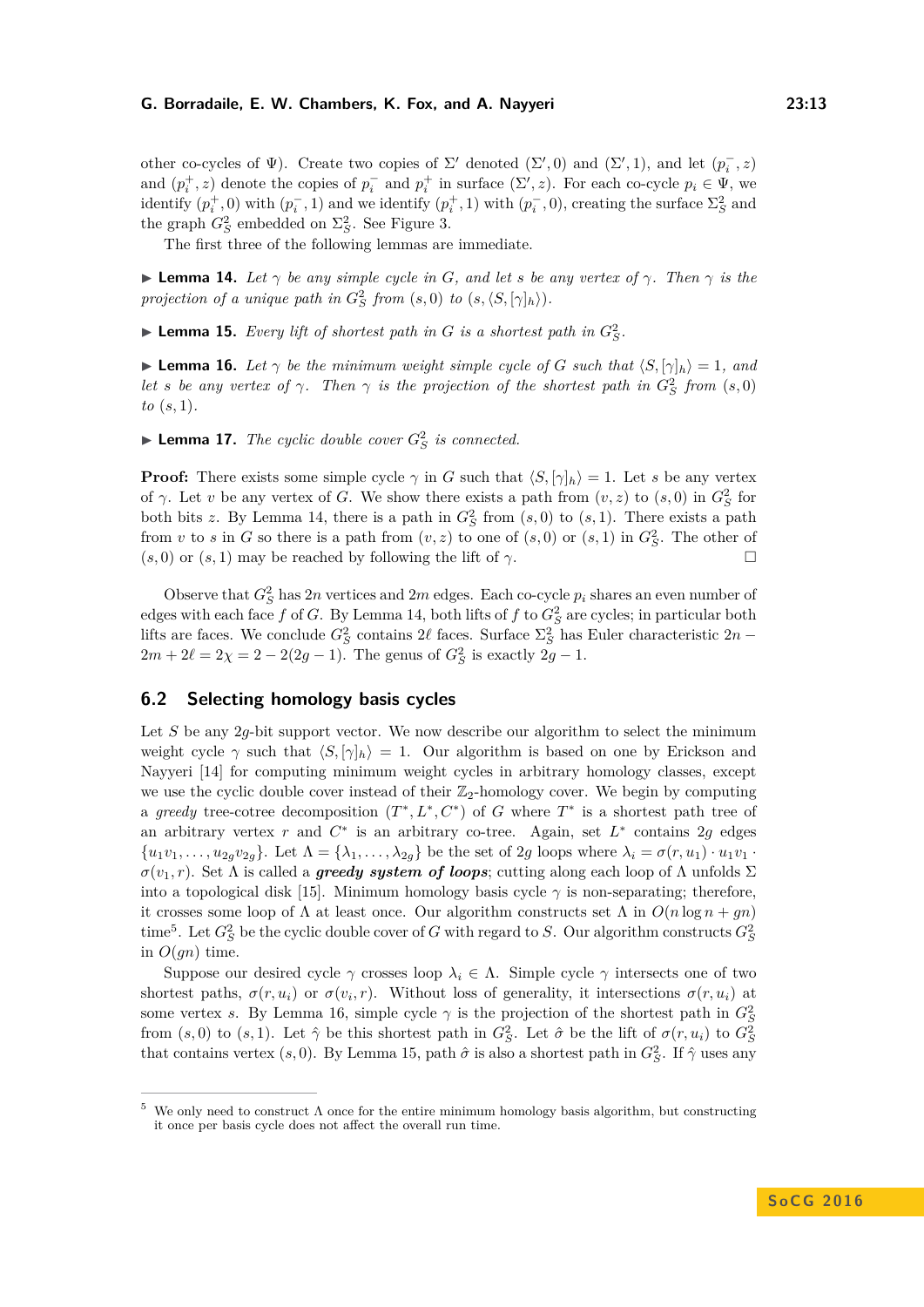other co-cycles of $\Psi$). Create two copies of $\Sigma'$ denoted $(\Sigma', 0)$ and $(\Sigma', 1)$, and let $(p_i^-, z)$ and $(p_i^+, z)$ denote the copies of $p_i^-$ and $p_i^+$ in surface $(\Sigma', z)$. For each co-cycle $p_i \in \Psi$, we identify $(p_i^+, 0)$ with $(p_i^-, 1)$ and we identify $(p_i^+, 1)$ with $(p_i^-, 0)$, creating the surface $\Sigma_S^2$ and the graph $G_S^2$ embedded on $\Sigma_S^2$. See Figure 3.

The first three of the following lemmas are immediate.

▶ **Lemma 14.** *Let $\gamma$ be any simple cycle in $G$, and let $s$ be any vertex of $\gamma$. Then $\gamma$ is the projection of a unique path in $G_S^2$ from $(s, 0)$ to $(s, \langle S, [\gamma]_h \rangle)$.*

▶ **Lemma 15.** *Every lift of shortest path in $G$ is a shortest path in $G_S^2$.*

▶ **Lemma 16.** *Let $\gamma$ be the minimum weight simple cycle of $G$ such that $\langle S, [\gamma]_h \rangle = 1$, and let $s$ be any vertex of $\gamma$. Then $\gamma$ is the projection of the shortest path in $G_S^2$ from $(s, 0)$ to $(s, 1)$.*

▶ **Lemma 17.** *The cyclic double cover $G_S^2$ is connected.*

**Proof:** There exists some simple cycle $\gamma$ in $G$ such that $\langle S, [\gamma]_h \rangle = 1$. Let $s$ be any vertex of $\gamma$. Let $v$ be any vertex of $G$. We show there exists a path from $(v, z)$ to $(s, 0)$ in $G_S^2$ for both bits $z$. By Lemma 14, there is a path in $G_S^2$ from $(s, 0)$ to $(s, 1)$. There exists a path from $v$ to $s$ in $G$ so there is a path from $(v, z)$ to one of $(s, 0)$ or $(s, 1)$ in $G_S^2$. The other of $(s, 0)$ or $(s, 1)$ may be reached by following the lift of $\gamma$. ◻

Observe that $G_S^2$ has $2n$ vertices and $2m$ edges. Each co-cycle $p_i$ shares an even number of edges with each face $f$ of $G$. By Lemma 14, both lifts of $f$ to $G_S^2$ are cycles; in particular both lifts are faces. We conclude $G_S^2$ contains $2\ell$ faces. Surface $\Sigma_S^2$ has Euler characteristic $2n - 2m + 2\ell = 2\chi = 2 - 2(2g - 1)$. The genus of $G_S^2$ is exactly $2g - 1$.

## 6.2 Selecting homology basis cycles

Let $S$ be any $2g$-bit support vector. We now describe our algorithm to select the minimum weight cycle $\gamma$ such that $\langle S, [\gamma]_h \rangle = 1$. Our algorithm is based on one by Erickson and Nayyeri [14] for computing minimum weight cycles in arbitrary homology classes, except we use the cyclic double cover instead of their $\mathbb{Z}_2$-homology cover. We begin by computing a *greedy* tree-cotree decomposition $(T^*, L^*, C^*)$ of $G$ where $T^*$ is a shortest path tree of an arbitrary vertex $r$ and $C^*$ is an arbitrary co-tree. Again, set $L^*$ contains $2g$ edges $\{u_1 v_1, \ldots, u_{2g} v_{2g}\}$. Let $\Lambda = \{\lambda_1, \ldots, \lambda_{2g}\}$ be the set of $2g$ loops where $\lambda_i = \sigma(r, u_1) \cdot u_1 v_1 \cdot \sigma(v_1, r)$. Set $\Lambda$ is called a ***greedy system of loops***; cutting along each loop of $\Lambda$ unfolds $\Sigma$ into a topological disk [15]. Minimum homology basis cycle $\gamma$ is non-separating; therefore, it crosses some loop of $\Lambda$ at least once. Our algorithm constructs set $\Lambda$ in $O(n \log n + gn)$ time[5]. Let $G_S^2$ be the cyclic double cover of $G$ with regard to $S$. Our algorithm constructs $G_S^2$ in $O(gn)$ time.

Suppose our desired cycle $\gamma$ crosses loop $\lambda_i \in \Lambda$. Simple cycle $\gamma$ intersects one of two shortest paths, $\sigma(r, u_i)$ or $\sigma(v_i, r)$. Without loss of generality, it intersections $\sigma(r, u_i)$ at some vertex $s$. By Lemma 16, simple cycle $\gamma$ is the projection of the shortest path in $G_S^2$ from $(s, 0)$ to $(s, 1)$. Let $\hat{\gamma}$ be this shortest path in $G_S^2$. Let $\hat{\sigma}$ be the lift of $\sigma(r, u_i)$ to $G_S^2$ that contains vertex $(s, 0)$. By Lemma 15, path $\hat{\sigma}$ is also a shortest path in $G_S^2$. If $\hat{\gamma}$ uses any

[5] We only need to construct $\Lambda$ once for the entire minimum homology basis algorithm, but constructing it once per basis cycle does not affect the overall run time.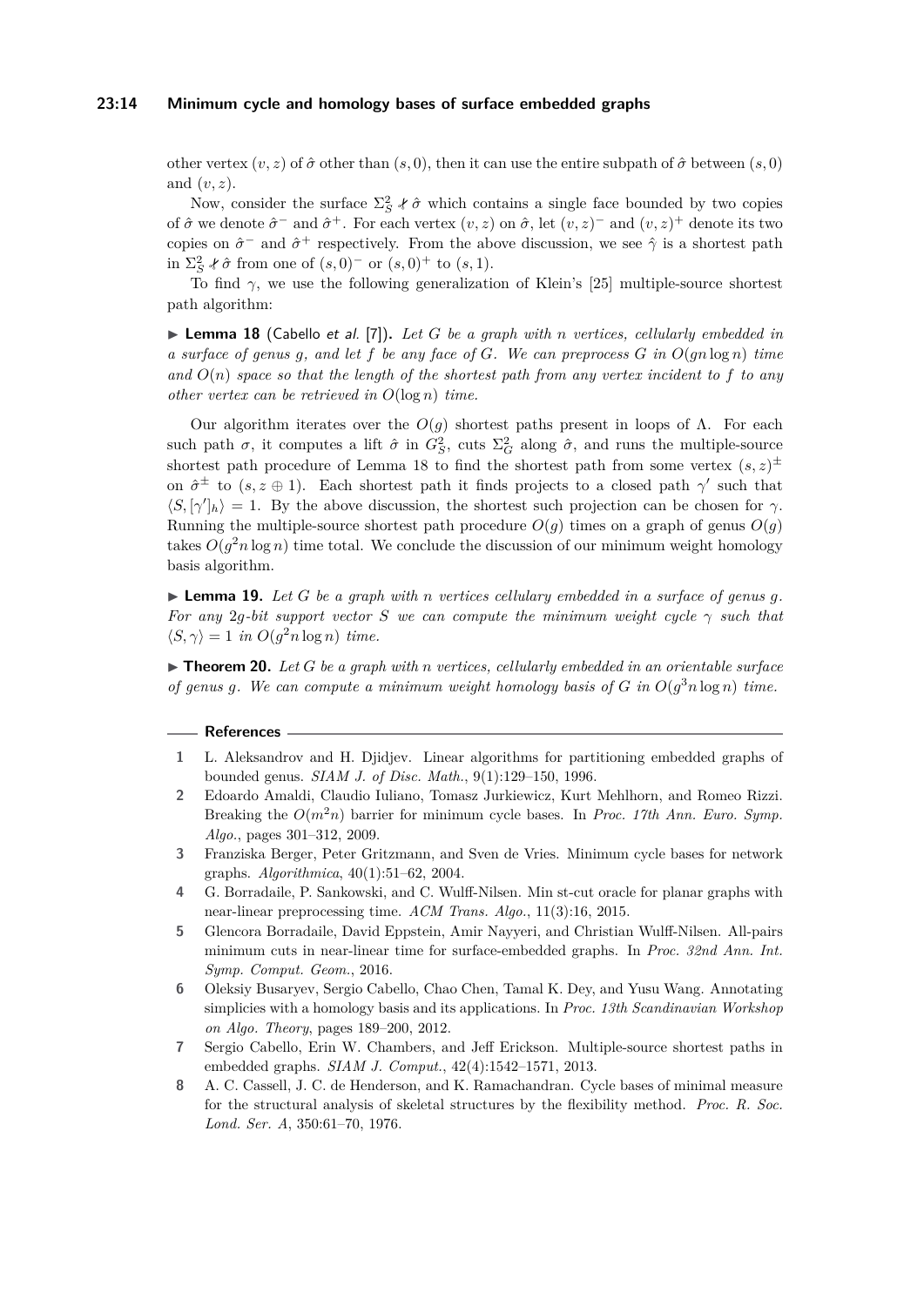other vertex $(v, z)$ of $\hat{\sigma}$ other than $(s, 0)$, then it can use the entire subpath of $\hat{\sigma}$ between $(s, 0)$ and $(v, z)$.

Now, consider the surface $\Sigma_S^2 \not\!\!\curlywedge \hat{\sigma}$ which contains a single face bounded by two copies of $\hat{\sigma}$ we denote $\hat{\sigma}^-$ and $\hat{\sigma}^+$. For each vertex $(v, z)$ on $\hat{\sigma}$, let $(v, z)^-$ and $(v, z)^+$ denote its two copies on $\hat{\sigma}^-$ and $\hat{\sigma}^+$ respectively. From the above discussion, we see $\hat{\gamma}$ is a shortest path in $\Sigma_S^2 \not\!\!\curlywedge \hat{\sigma}$ from one of $(s, 0)^-$ or $(s, 0)^+$ to $(s, 1)$.

To find $\gamma$, we use the following generalization of Klein's [25] multiple-source shortest path algorithm:

▶ **Lemma 18** (Cabello *et al.* [7])**.** *Let $G$ be a graph with $n$ vertices, cellularly embedded in a surface of genus $g$, and let $f$ be any face of $G$. We can preprocess $G$ in $O(gn \log n)$ time and $O(n)$ space so that the length of the shortest path from any vertex incident to $f$ to any other vertex can be retrieved in $O(\log n)$ time.*

Our algorithm iterates over the $O(g)$ shortest paths present in loops of $\Lambda$. For each such path $\sigma$, it computes a lift $\hat{\sigma}$ in $G_S^2$, cuts $\Sigma_G^2$ along $\hat{\sigma}$, and runs the multiple-source shortest path procedure of Lemma 18 to find the shortest path from some vertex $(s, z)^\pm$ on $\hat{\sigma}^\pm$ to $(s, z \oplus 1)$. Each shortest path it finds projects to a closed path $\gamma'$ such that $\langle S, [\gamma']_h \rangle = 1$. By the above discussion, the shortest such projection can be chosen for $\gamma$. Running the multiple-source shortest path procedure $O(g)$ times on a graph of genus $O(g)$ takes $O(g^2 n \log n)$ time total. We conclude the discussion of our minimum weight homology basis algorithm.

▶ **Lemma 19.** *Let $G$ be a graph with $n$ vertices cellularly embedded in a surface of genus $g$. For any $2g$-bit support vector $S$ we can compute the minimum weight cycle $\gamma$ such that $\langle S, \gamma \rangle = 1$ in $O(g^2 n \log n)$ time.*

▶ **Theorem 20.** *Let $G$ be a graph with $n$ vertices, cellularly embedded in an orientable surface of genus $g$. We can compute a minimum weight homology basis of $G$ in $O(g^3 n \log n)$ time.*

## References

1. L. Aleksandrov and H. Djidjev. Linear algorithms for partitioning embedded graphs of bounded genus. *SIAM J. of Disc. Math.*, 9(1):129–150, 1996.
2. Edoardo Amaldi, Claudio Iuliano, Tomasz Jurkiewicz, Kurt Mehlhorn, and Romeo Rizzi. Breaking the $O(m^2 n)$ barrier for minimum cycle bases. In *Proc. 17th Ann. Euro. Symp. Algo.*, pages 301–312, 2009.
3. Franziska Berger, Peter Gritzmann, and Sven de Vries. Minimum cycle bases for network graphs. *Algorithmica*, 40(1):51–62, 2004.
4. G. Borradaile, P. Sankowski, and C. Wulff-Nilsen. Min st-cut oracle for planar graphs with near-linear preprocessing time. *ACM Trans. Algo.*, 11(3):16, 2015.
5. Glencora Borradaile, David Eppstein, Amir Nayyeri, and Christian Wulff-Nilsen. All-pairs minimum cuts in near-linear time for surface-embedded graphs. In *Proc. 32nd Ann. Int. Symp. Comput. Geom.*, 2016.
6. Oleksiy Busaryev, Sergio Cabello, Chao Chen, Tamal K. Dey, and Yusu Wang. Annotating simplicies with a homology basis and its applications. In *Proc. 13th Scandinavian Workshop on Algo. Theory*, pages 189–200, 2012.
7. Sergio Cabello, Erin W. Chambers, and Jeff Erickson. Multiple-source shortest paths in embedded graphs. *SIAM J. Comput.*, 42(4):1542–1571, 2013.
8. A. C. Cassell, J. C. de Henderson, and K. Ramachandran. Cycle bases of minimal measure for the structural analysis of skeletal structures by the flexibility method. *Proc. R. Soc. Lond. Ser. A*, 350:61–70, 1976.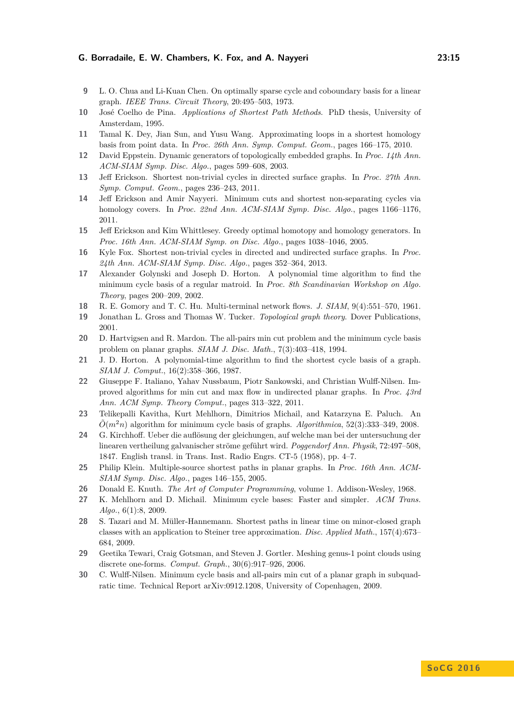9. L. O. Chua and Li-Kuan Chen. On optimally sparse cycle and coboundary basis for a linear graph. *IEEE Trans. Circuit Theory*, 20:495–503, 1973.
10. José Coelho de Pina. *Applications of Shortest Path Methods*. PhD thesis, University of Amsterdam, 1995.
11. Tamal K. Dey, Jian Sun, and Yusu Wang. Approximating loops in a shortest homology basis from point data. In *Proc. 26th Ann. Symp. Comput. Geom.*, pages 166–175, 2010.
12. David Eppstein. Dynamic generators of topologically embedded graphs. In *Proc. 14th Ann. ACM-SIAM Symp. Disc. Algo.*, pages 599–608, 2003.
13. Jeff Erickson. Shortest non-trivial cycles in directed surface graphs. In *Proc. 27th Ann. Symp. Comput. Geom.*, pages 236–243, 2011.
14. Jeff Erickson and Amir Nayyeri. Minimum cuts and shortest non-separating cycles via homology covers. In *Proc. 22nd Ann. ACM-SIAM Symp. Disc. Algo.*, pages 1166–1176, 2011.
15. Jeff Erickson and Kim Whittlesey. Greedy optimal homotopy and homology generators. In *Proc. 16th Ann. ACM-SIAM Symp. on Disc. Algo.*, pages 1038–1046, 2005.
16. Kyle Fox. Shortest non-trivial cycles in directed and undirected surface graphs. In *Proc. 24th Ann. ACM-SIAM Symp. Disc. Algo.*, pages 352–364, 2013.
17. Alexander Golynski and Joseph D. Horton. A polynomial time algorithm to find the minimum cycle basis of a regular matroid. In *Proc. 8th Scandinavian Workshop on Algo. Theory*, pages 200–209, 2002.
18. R. E. Gomory and T. C. Hu. Multi-terminal network flows. *J. SIAM*, 9(4):551–570, 1961.
19. Jonathan L. Gross and Thomas W. Tucker. *Topological graph theory*. Dover Publications, 2001.
20. D. Hartvigsen and R. Mardon. The all-pairs min cut problem and the minimum cycle basis problem on planar graphs. *SIAM J. Disc. Math.*, 7(3):403–418, 1994.
21. J. D. Horton. A polynomial-time algorithm to find the shortest cycle basis of a graph. *SIAM J. Comput.*, 16(2):358–366, 1987.
22. Giuseppe F. Italiano, Yahav Nussbaum, Piotr Sankowski, and Christian Wulff-Nilsen. Improved algorithms for min cut and max flow in undirected planar graphs. In *Proc. 43rd Ann. ACM Symp. Theory Comput.*, pages 313–322, 2011.
23. Telikepalli Kavitha, Kurt Mehlhorn, Dimitrios Michail, and Katarzyna E. Paluch. An $\tilde{O}(m^2 n)$ algorithm for minimum cycle basis of graphs. *Algorithmica*, 52(3):333–349, 2008.
24. G. Kirchhoff. Ueber die auflösung der gleichungen, auf welche man bei der untersuchung der linearen vertheilung galvanischer ströme geführt wird. *Poggendorf Ann. Physik*, 72:497–508, 1847. English transl. in Trans. Inst. Radio Engrs. CT-5 (1958), pp. 4–7.
25. Philip Klein. Multiple-source shortest paths in planar graphs. In *Proc. 16th Ann. ACM-SIAM Symp. Disc. Algo.*, pages 146–155, 2005.
26. Donald E. Knuth. *The Art of Computer Programming*, volume 1. Addison-Wesley, 1968.
27. K. Mehlhorn and D. Michail. Minimum cycle bases: Faster and simpler. *ACM Trans. Algo.*, 6(1):8, 2009.
28. S. Tazari and M. Müller-Hannemann. Shortest paths in linear time on minor-closed graph classes with an application to Steiner tree approximation. *Disc. Applied Math.*, 157(4):673–684, 2009.
29. Geetika Tewari, Craig Gotsman, and Steven J. Gortler. Meshing genus-1 point clouds using discrete one-forms. *Comput. Graph.*, 30(6):917–926, 2006.
30. C. Wulff-Nilsen. Minimum cycle basis and all-pairs min cut of a planar graph in subquadratic time. Technical Report arXiv:0912.1208, University of Copenhagen, 2009.